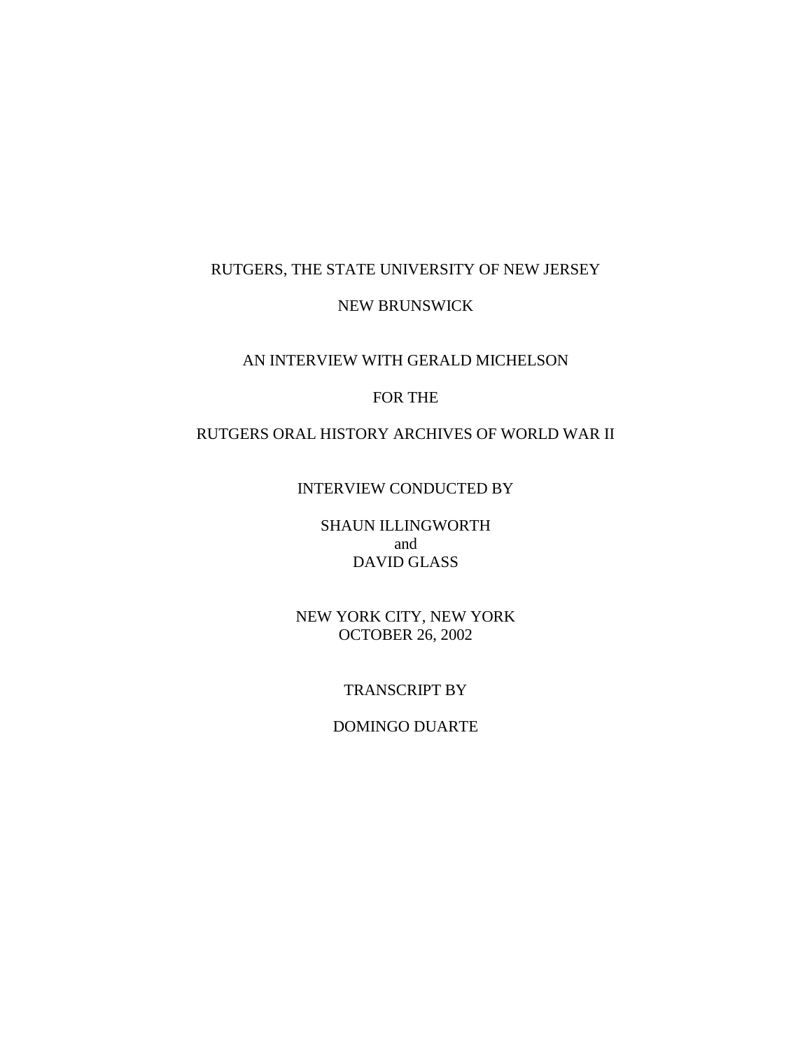RUTGERS, THE STATE UNIVERSITY OF NEW JERSEY

NEW BRUNSWICK

AN INTERVIEW WITH GERALD MICHELSON

FOR THE

RUTGERS ORAL HISTORY ARCHIVES OF WORLD WAR II

INTERVIEW CONDUCTED BY

SHAUN ILLINGWORTH
and
DAVID GLASS

NEW YORK CITY, NEW YORK
OCTOBER 26, 2002

TRANSCRIPT BY

DOMINGO DUARTE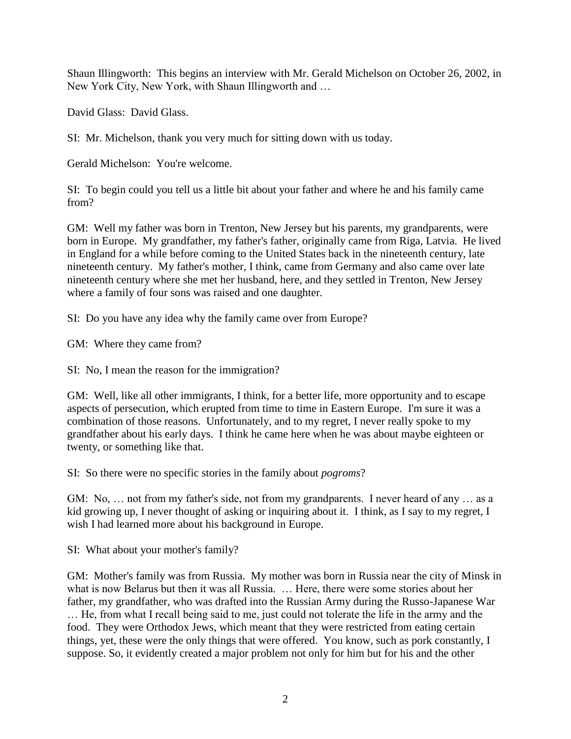Shaun Illingworth: This begins an interview with Mr. Gerald Michelson on October 26, 2002, in New York City, New York, with Shaun Illingworth and …

David Glass: David Glass.

SI: Mr. Michelson, thank you very much for sitting down with us today.

Gerald Michelson: You're welcome.

SI: To begin could you tell us a little bit about your father and where he and his family came from?

GM: Well my father was born in Trenton, New Jersey but his parents, my grandparents, were born in Europe. My grandfather, my father's father, originally came from Riga, Latvia. He lived in England for a while before coming to the United States back in the nineteenth century, late nineteenth century. My father's mother, I think, came from Germany and also came over late nineteenth century where she met her husband, here, and they settled in Trenton, New Jersey where a family of four sons was raised and one daughter.

SI: Do you have any idea why the family came over from Europe?

GM: Where they came from?

SI: No, I mean the reason for the immigration?

GM: Well, like all other immigrants, I think, for a better life, more opportunity and to escape aspects of persecution, which erupted from time to time in Eastern Europe. I'm sure it was a combination of those reasons. Unfortunately, and to my regret, I never really spoke to my grandfather about his early days. I think he came here when he was about maybe eighteen or twenty, or something like that.

SI: So there were no specific stories in the family about *pogroms*?

GM: No, … not from my father's side, not from my grandparents. I never heard of any … as a kid growing up, I never thought of asking or inquiring about it. I think, as I say to my regret, I wish I had learned more about his background in Europe.

SI: What about your mother's family?

GM: Mother's family was from Russia. My mother was born in Russia near the city of Minsk in what is now Belarus but then it was all Russia. … Here, there were some stories about her father, my grandfather, who was drafted into the Russian Army during the Russo-Japanese War … He, from what I recall being said to me, just could not tolerate the life in the army and the food. They were Orthodox Jews, which meant that they were restricted from eating certain things, yet, these were the only things that were offered. You know, such as pork constantly, I suppose. So, it evidently created a major problem not only for him but for his and the other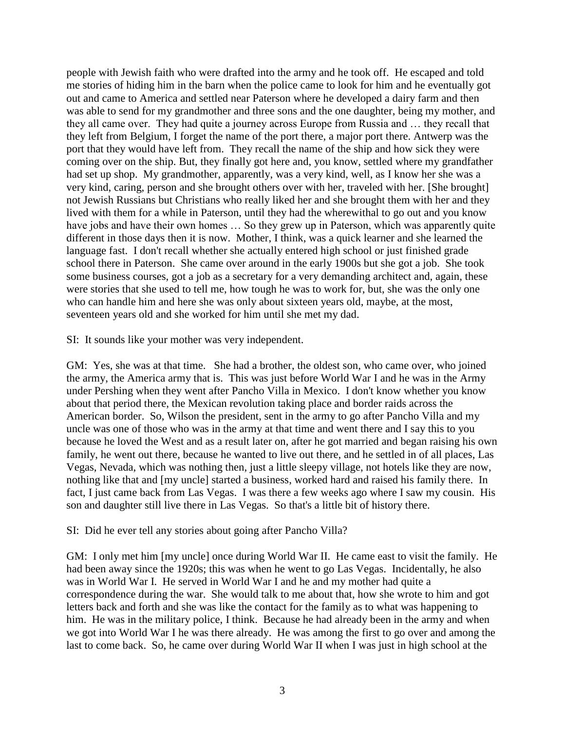people with Jewish faith who were drafted into the army and he took off. He escaped and told me stories of hiding him in the barn when the police came to look for him and he eventually got out and came to America and settled near Paterson where he developed a dairy farm and then was able to send for my grandmother and three sons and the one daughter, being my mother, and they all came over. They had quite a journey across Europe from Russia and … they recall that they left from Belgium, I forget the name of the port there, a major port there. Antwerp was the port that they would have left from. They recall the name of the ship and how sick they were coming over on the ship. But, they finally got here and, you know, settled where my grandfather had set up shop. My grandmother, apparently, was a very kind, well, as I know her she was a very kind, caring, person and she brought others over with her, traveled with her. [She brought] not Jewish Russians but Christians who really liked her and she brought them with her and they lived with them for a while in Paterson, until they had the wherewithal to go out and you know have jobs and have their own homes … So they grew up in Paterson, which was apparently quite different in those days then it is now. Mother, I think, was a quick learner and she learned the language fast. I don't recall whether she actually entered high school or just finished grade school there in Paterson. She came over around in the early 1900s but she got a job. She took some business courses, got a job as a secretary for a very demanding architect and, again, these were stories that she used to tell me, how tough he was to work for, but, she was the only one who can handle him and here she was only about sixteen years old, maybe, at the most, seventeen years old and she worked for him until she met my dad.

SI: It sounds like your mother was very independent.

GM: Yes, she was at that time. She had a brother, the oldest son, who came over, who joined the army, the America army that is. This was just before World War I and he was in the Army under Pershing when they went after Pancho Villa in Mexico. I don't know whether you know about that period there, the Mexican revolution taking place and border raids across the American border. So, Wilson the president, sent in the army to go after Pancho Villa and my uncle was one of those who was in the army at that time and went there and I say this to you because he loved the West and as a result later on, after he got married and began raising his own family, he went out there, because he wanted to live out there, and he settled in of all places, Las Vegas, Nevada, which was nothing then, just a little sleepy village, not hotels like they are now, nothing like that and [my uncle] started a business, worked hard and raised his family there. In fact, I just came back from Las Vegas. I was there a few weeks ago where I saw my cousin. His son and daughter still live there in Las Vegas. So that's a little bit of history there.

SI: Did he ever tell any stories about going after Pancho Villa?

GM: I only met him [my uncle] once during World War II. He came east to visit the family. He had been away since the 1920s; this was when he went to go Las Vegas. Incidentally, he also was in World War I. He served in World War I and he and my mother had quite a correspondence during the war. She would talk to me about that, how she wrote to him and got letters back and forth and she was like the contact for the family as to what was happening to him. He was in the military police, I think. Because he had already been in the army and when we got into World War I he was there already. He was among the first to go over and among the last to come back. So, he came over during World War II when I was just in high school at the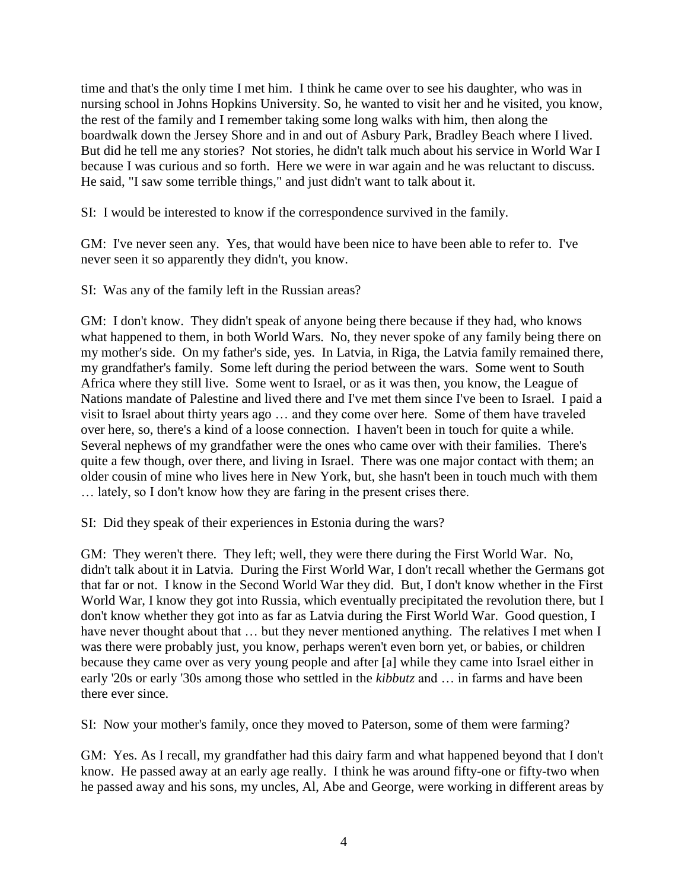time and that's the only time I met him. I think he came over to see his daughter, who was in nursing school in Johns Hopkins University. So, he wanted to visit her and he visited, you know, the rest of the family and I remember taking some long walks with him, then along the boardwalk down the Jersey Shore and in and out of Asbury Park, Bradley Beach where I lived. But did he tell me any stories? Not stories, he didn't talk much about his service in World War I because I was curious and so forth. Here we were in war again and he was reluctant to discuss. He said, "I saw some terrible things," and just didn't want to talk about it.

SI: I would be interested to know if the correspondence survived in the family.

GM: I've never seen any. Yes, that would have been nice to have been able to refer to. I've never seen it so apparently they didn't, you know.

SI: Was any of the family left in the Russian areas?

GM: I don't know. They didn't speak of anyone being there because if they had, who knows what happened to them, in both World Wars. No, they never spoke of any family being there on my mother's side. On my father's side, yes. In Latvia, in Riga, the Latvia family remained there, my grandfather's family. Some left during the period between the wars. Some went to South Africa where they still live. Some went to Israel, or as it was then, you know, the League of Nations mandate of Palestine and lived there and I've met them since I've been to Israel. I paid a visit to Israel about thirty years ago … and they come over here. Some of them have traveled over here, so, there's a kind of a loose connection. I haven't been in touch for quite a while. Several nephews of my grandfather were the ones who came over with their families. There's quite a few though, over there, and living in Israel. There was one major contact with them; an older cousin of mine who lives here in New York, but, she hasn't been in touch much with them … lately, so I don't know how they are faring in the present crises there.

SI: Did they speak of their experiences in Estonia during the wars?

GM: They weren't there. They left; well, they were there during the First World War. No, didn't talk about it in Latvia. During the First World War, I don't recall whether the Germans got that far or not. I know in the Second World War they did. But, I don't know whether in the First World War, I know they got into Russia, which eventually precipitated the revolution there, but I don't know whether they got into as far as Latvia during the First World War. Good question, I have never thought about that … but they never mentioned anything. The relatives I met when I was there were probably just, you know, perhaps weren't even born yet, or babies, or children because they came over as very young people and after [a] while they came into Israel either in early '20s or early '30s among those who settled in the *kibbutz* and … in farms and have been there ever since.

SI: Now your mother's family, once they moved to Paterson, some of them were farming?

GM: Yes. As I recall, my grandfather had this dairy farm and what happened beyond that I don't know. He passed away at an early age really. I think he was around fifty-one or fifty-two when he passed away and his sons, my uncles, Al, Abe and George, were working in different areas by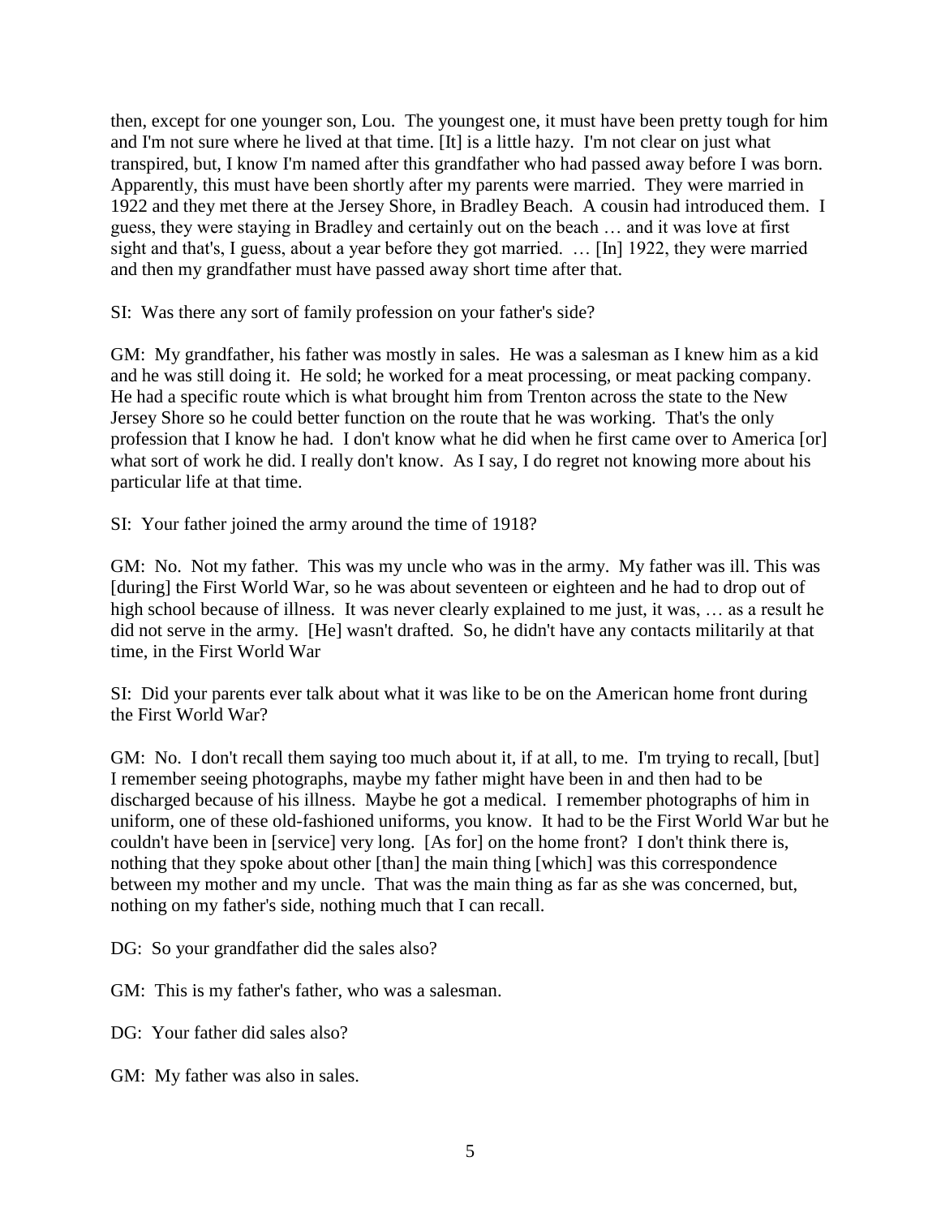then, except for one younger son, Lou. The youngest one, it must have been pretty tough for him and I'm not sure where he lived at that time. [It] is a little hazy. I'm not clear on just what transpired, but, I know I'm named after this grandfather who had passed away before I was born. Apparently, this must have been shortly after my parents were married. They were married in 1922 and they met there at the Jersey Shore, in Bradley Beach. A cousin had introduced them. I guess, they were staying in Bradley and certainly out on the beach … and it was love at first sight and that's, I guess, about a year before they got married. … [In] 1922, they were married and then my grandfather must have passed away short time after that.

SI: Was there any sort of family profession on your father's side?

GM: My grandfather, his father was mostly in sales. He was a salesman as I knew him as a kid and he was still doing it. He sold; he worked for a meat processing, or meat packing company. He had a specific route which is what brought him from Trenton across the state to the New Jersey Shore so he could better function on the route that he was working. That's the only profession that I know he had. I don't know what he did when he first came over to America [or] what sort of work he did. I really don't know. As I say, I do regret not knowing more about his particular life at that time.

SI: Your father joined the army around the time of 1918?

GM: No. Not my father. This was my uncle who was in the army. My father was ill. This was [during] the First World War, so he was about seventeen or eighteen and he had to drop out of high school because of illness. It was never clearly explained to me just, it was, … as a result he did not serve in the army. [He] wasn't drafted. So, he didn't have any contacts militarily at that time, in the First World War

SI: Did your parents ever talk about what it was like to be on the American home front during the First World War?

GM: No. I don't recall them saying too much about it, if at all, to me. I'm trying to recall, [but] I remember seeing photographs, maybe my father might have been in and then had to be discharged because of his illness. Maybe he got a medical. I remember photographs of him in uniform, one of these old-fashioned uniforms, you know. It had to be the First World War but he couldn't have been in [service] very long. [As for] on the home front? I don't think there is, nothing that they spoke about other [than] the main thing [which] was this correspondence between my mother and my uncle. That was the main thing as far as she was concerned, but, nothing on my father's side, nothing much that I can recall.

DG: So your grandfather did the sales also?

GM: This is my father's father, who was a salesman.

DG: Your father did sales also?

GM: My father was also in sales.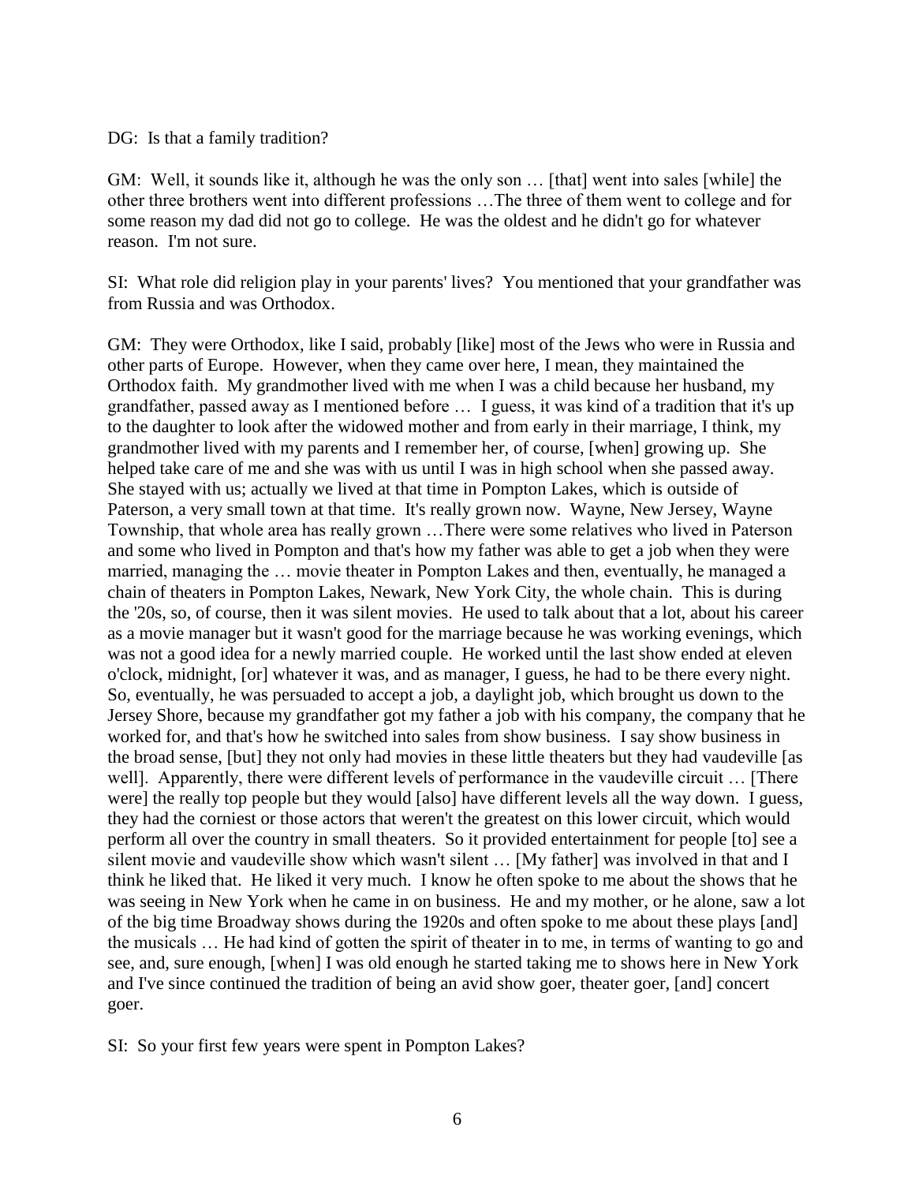DG: Is that a family tradition?

GM: Well, it sounds like it, although he was the only son … [that] went into sales [while] the other three brothers went into different professions …The three of them went to college and for some reason my dad did not go to college. He was the oldest and he didn't go for whatever reason. I'm not sure.

SI: What role did religion play in your parents' lives? You mentioned that your grandfather was from Russia and was Orthodox.

GM: They were Orthodox, like I said, probably [like] most of the Jews who were in Russia and other parts of Europe. However, when they came over here, I mean, they maintained the Orthodox faith. My grandmother lived with me when I was a child because her husband, my grandfather, passed away as I mentioned before … I guess, it was kind of a tradition that it's up to the daughter to look after the widowed mother and from early in their marriage, I think, my grandmother lived with my parents and I remember her, of course, [when] growing up. She helped take care of me and she was with us until I was in high school when she passed away. She stayed with us; actually we lived at that time in Pompton Lakes, which is outside of Paterson, a very small town at that time. It's really grown now. Wayne, New Jersey, Wayne Township, that whole area has really grown …There were some relatives who lived in Paterson and some who lived in Pompton and that's how my father was able to get a job when they were married, managing the … movie theater in Pompton Lakes and then, eventually, he managed a chain of theaters in Pompton Lakes, Newark, New York City, the whole chain. This is during the '20s, so, of course, then it was silent movies. He used to talk about that a lot, about his career as a movie manager but it wasn't good for the marriage because he was working evenings, which was not a good idea for a newly married couple. He worked until the last show ended at eleven o'clock, midnight, [or] whatever it was, and as manager, I guess, he had to be there every night. So, eventually, he was persuaded to accept a job, a daylight job, which brought us down to the Jersey Shore, because my grandfather got my father a job with his company, the company that he worked for, and that's how he switched into sales from show business. I say show business in the broad sense, [but] they not only had movies in these little theaters but they had vaudeville [as well]. Apparently, there were different levels of performance in the vaudeville circuit … [There were] the really top people but they would [also] have different levels all the way down. I guess, they had the corniest or those actors that weren't the greatest on this lower circuit, which would perform all over the country in small theaters. So it provided entertainment for people [to] see a silent movie and vaudeville show which wasn't silent … [My father] was involved in that and I think he liked that. He liked it very much. I know he often spoke to me about the shows that he was seeing in New York when he came in on business. He and my mother, or he alone, saw a lot of the big time Broadway shows during the 1920s and often spoke to me about these plays [and] the musicals … He had kind of gotten the spirit of theater in to me, in terms of wanting to go and see, and, sure enough, [when] I was old enough he started taking me to shows here in New York and I've since continued the tradition of being an avid show goer, theater goer, [and] concert goer.

SI: So your first few years were spent in Pompton Lakes?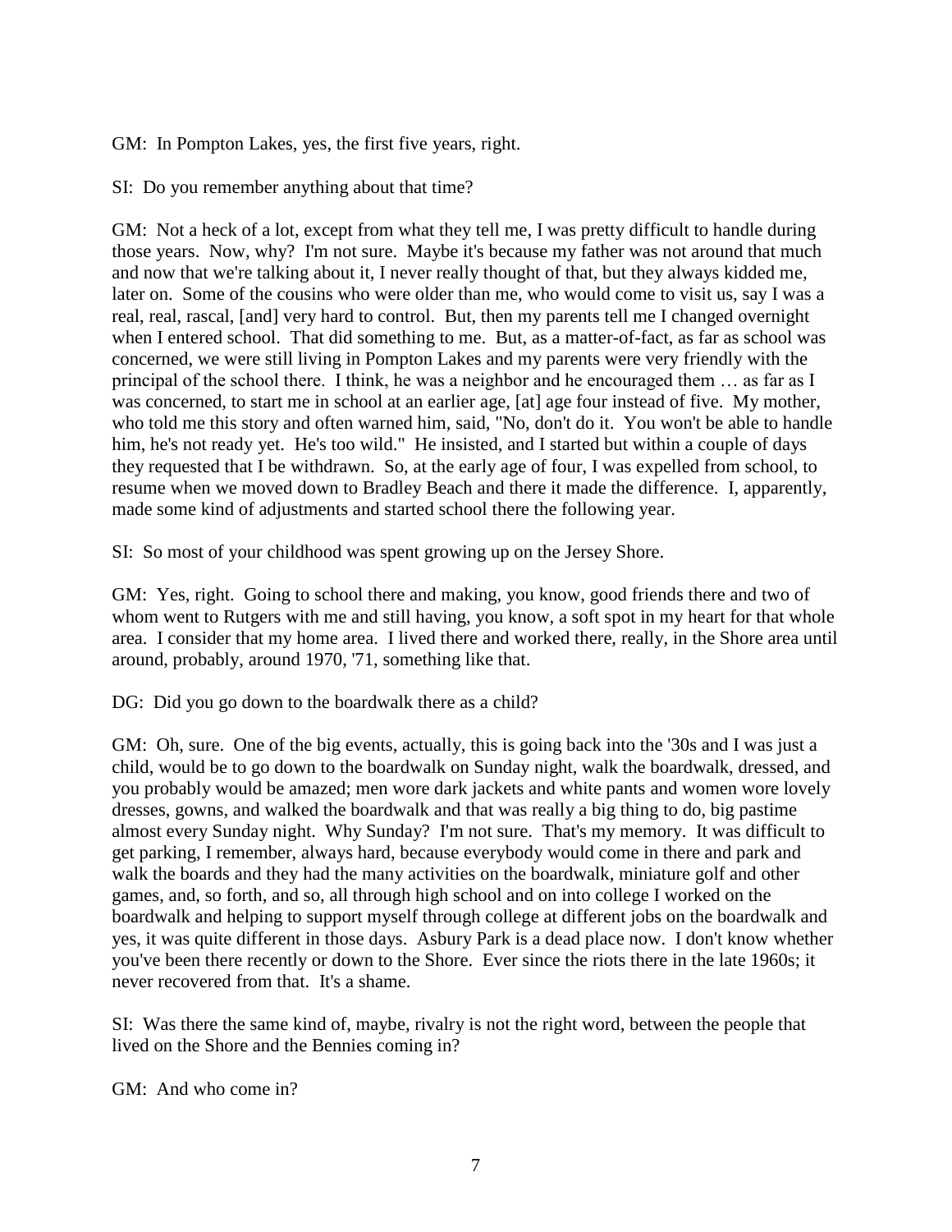GM: In Pompton Lakes, yes, the first five years, right.

SI: Do you remember anything about that time?

GM: Not a heck of a lot, except from what they tell me, I was pretty difficult to handle during those years. Now, why? I'm not sure. Maybe it's because my father was not around that much and now that we're talking about it, I never really thought of that, but they always kidded me, later on. Some of the cousins who were older than me, who would come to visit us, say I was a real, real, rascal, [and] very hard to control. But, then my parents tell me I changed overnight when I entered school. That did something to me. But, as a matter-of-fact, as far as school was concerned, we were still living in Pompton Lakes and my parents were very friendly with the principal of the school there. I think, he was a neighbor and he encouraged them … as far as I was concerned, to start me in school at an earlier age, [at] age four instead of five. My mother, who told me this story and often warned him, said, "No, don't do it. You won't be able to handle him, he's not ready yet. He's too wild." He insisted, and I started but within a couple of days they requested that I be withdrawn. So, at the early age of four, I was expelled from school, to resume when we moved down to Bradley Beach and there it made the difference. I, apparently, made some kind of adjustments and started school there the following year.

SI: So most of your childhood was spent growing up on the Jersey Shore.

GM: Yes, right. Going to school there and making, you know, good friends there and two of whom went to Rutgers with me and still having, you know, a soft spot in my heart for that whole area. I consider that my home area. I lived there and worked there, really, in the Shore area until around, probably, around 1970, '71, something like that.

DG: Did you go down to the boardwalk there as a child?

GM: Oh, sure. One of the big events, actually, this is going back into the '30s and I was just a child, would be to go down to the boardwalk on Sunday night, walk the boardwalk, dressed, and you probably would be amazed; men wore dark jackets and white pants and women wore lovely dresses, gowns, and walked the boardwalk and that was really a big thing to do, big pastime almost every Sunday night. Why Sunday? I'm not sure. That's my memory. It was difficult to get parking, I remember, always hard, because everybody would come in there and park and walk the boards and they had the many activities on the boardwalk, miniature golf and other games, and, so forth, and so, all through high school and on into college I worked on the boardwalk and helping to support myself through college at different jobs on the boardwalk and yes, it was quite different in those days. Asbury Park is a dead place now. I don't know whether you've been there recently or down to the Shore. Ever since the riots there in the late 1960s; it never recovered from that. It's a shame.

SI: Was there the same kind of, maybe, rivalry is not the right word, between the people that lived on the Shore and the Bennies coming in?

GM: And who come in?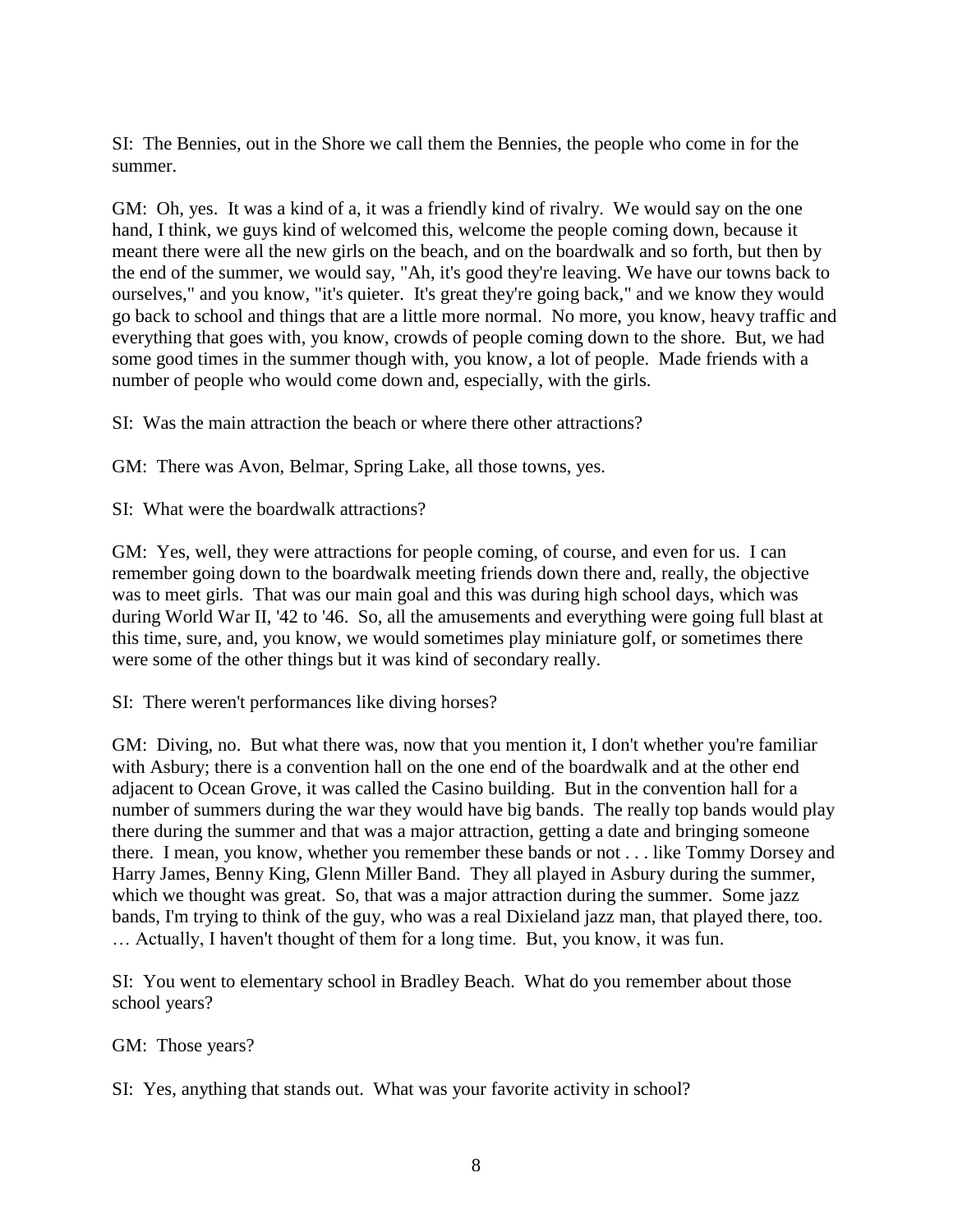SI: The Bennies, out in the Shore we call them the Bennies, the people who come in for the summer.

GM: Oh, yes. It was a kind of a, it was a friendly kind of rivalry. We would say on the one hand, I think, we guys kind of welcomed this, welcome the people coming down, because it meant there were all the new girls on the beach, and on the boardwalk and so forth, but then by the end of the summer, we would say, "Ah, it's good they're leaving. We have our towns back to ourselves," and you know, "it's quieter. It's great they're going back," and we know they would go back to school and things that are a little more normal. No more, you know, heavy traffic and everything that goes with, you know, crowds of people coming down to the shore. But, we had some good times in the summer though with, you know, a lot of people. Made friends with a number of people who would come down and, especially, with the girls.

SI: Was the main attraction the beach or where there other attractions?

GM: There was Avon, Belmar, Spring Lake, all those towns, yes.

SI: What were the boardwalk attractions?

GM: Yes, well, they were attractions for people coming, of course, and even for us. I can remember going down to the boardwalk meeting friends down there and, really, the objective was to meet girls. That was our main goal and this was during high school days, which was during World War II, '42 to '46. So, all the amusements and everything were going full blast at this time, sure, and, you know, we would sometimes play miniature golf, or sometimes there were some of the other things but it was kind of secondary really.

SI: There weren't performances like diving horses?

GM: Diving, no. But what there was, now that you mention it, I don't whether you're familiar with Asbury; there is a convention hall on the one end of the boardwalk and at the other end adjacent to Ocean Grove, it was called the Casino building. But in the convention hall for a number of summers during the war they would have big bands. The really top bands would play there during the summer and that was a major attraction, getting a date and bringing someone there. I mean, you know, whether you remember these bands or not . . . like Tommy Dorsey and Harry James, Benny King, Glenn Miller Band. They all played in Asbury during the summer, which we thought was great. So, that was a major attraction during the summer. Some jazz bands, I'm trying to think of the guy, who was a real Dixieland jazz man, that played there, too. … Actually, I haven't thought of them for a long time. But, you know, it was fun.

SI: You went to elementary school in Bradley Beach. What do you remember about those school years?

GM: Those years?

SI: Yes, anything that stands out. What was your favorite activity in school?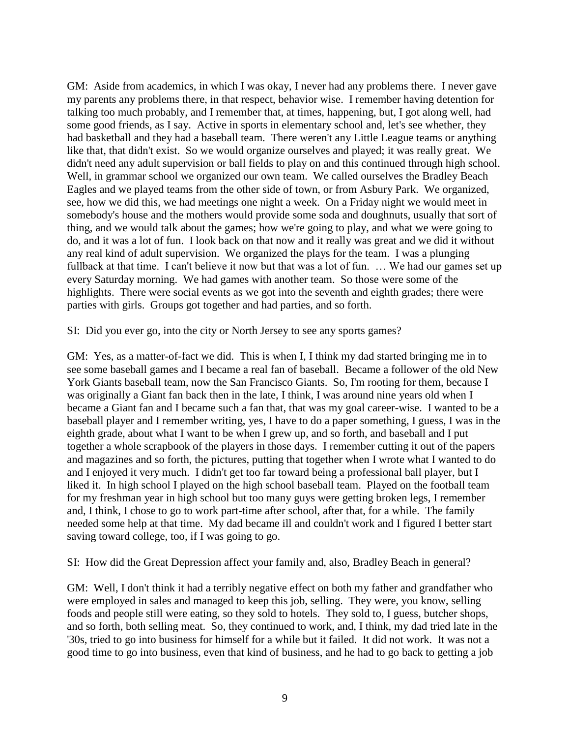GM: Aside from academics, in which I was okay, I never had any problems there. I never gave my parents any problems there, in that respect, behavior wise. I remember having detention for talking too much probably, and I remember that, at times, happening, but, I got along well, had some good friends, as I say. Active in sports in elementary school and, let's see whether, they had basketball and they had a baseball team. There weren't any Little League teams or anything like that, that didn't exist. So we would organize ourselves and played; it was really great. We didn't need any adult supervision or ball fields to play on and this continued through high school. Well, in grammar school we organized our own team. We called ourselves the Bradley Beach Eagles and we played teams from the other side of town, or from Asbury Park. We organized, see, how we did this, we had meetings one night a week. On a Friday night we would meet in somebody's house and the mothers would provide some soda and doughnuts, usually that sort of thing, and we would talk about the games; how we're going to play, and what we were going to do, and it was a lot of fun. I look back on that now and it really was great and we did it without any real kind of adult supervision. We organized the plays for the team. I was a plunging fullback at that time. I can't believe it now but that was a lot of fun. … We had our games set up every Saturday morning. We had games with another team. So those were some of the highlights. There were social events as we got into the seventh and eighth grades; there were parties with girls. Groups got together and had parties, and so forth.

SI: Did you ever go, into the city or North Jersey to see any sports games?

GM: Yes, as a matter-of-fact we did. This is when I, I think my dad started bringing me in to see some baseball games and I became a real fan of baseball. Became a follower of the old New York Giants baseball team, now the San Francisco Giants. So, I'm rooting for them, because I was originally a Giant fan back then in the late, I think, I was around nine years old when I became a Giant fan and I became such a fan that, that was my goal career-wise. I wanted to be a baseball player and I remember writing, yes, I have to do a paper something, I guess, I was in the eighth grade, about what I want to be when I grew up, and so forth, and baseball and I put together a whole scrapbook of the players in those days. I remember cutting it out of the papers and magazines and so forth, the pictures, putting that together when I wrote what I wanted to do and I enjoyed it very much. I didn't get too far toward being a professional ball player, but I liked it. In high school I played on the high school baseball team. Played on the football team for my freshman year in high school but too many guys were getting broken legs, I remember and, I think, I chose to go to work part-time after school, after that, for a while. The family needed some help at that time. My dad became ill and couldn't work and I figured I better start saving toward college, too, if I was going to go.

SI: How did the Great Depression affect your family and, also, Bradley Beach in general?

GM: Well, I don't think it had a terribly negative effect on both my father and grandfather who were employed in sales and managed to keep this job, selling. They were, you know, selling foods and people still were eating, so they sold to hotels. They sold to, I guess, butcher shops, and so forth, both selling meat. So, they continued to work, and, I think, my dad tried late in the '30s, tried to go into business for himself for a while but it failed. It did not work. It was not a good time to go into business, even that kind of business, and he had to go back to getting a job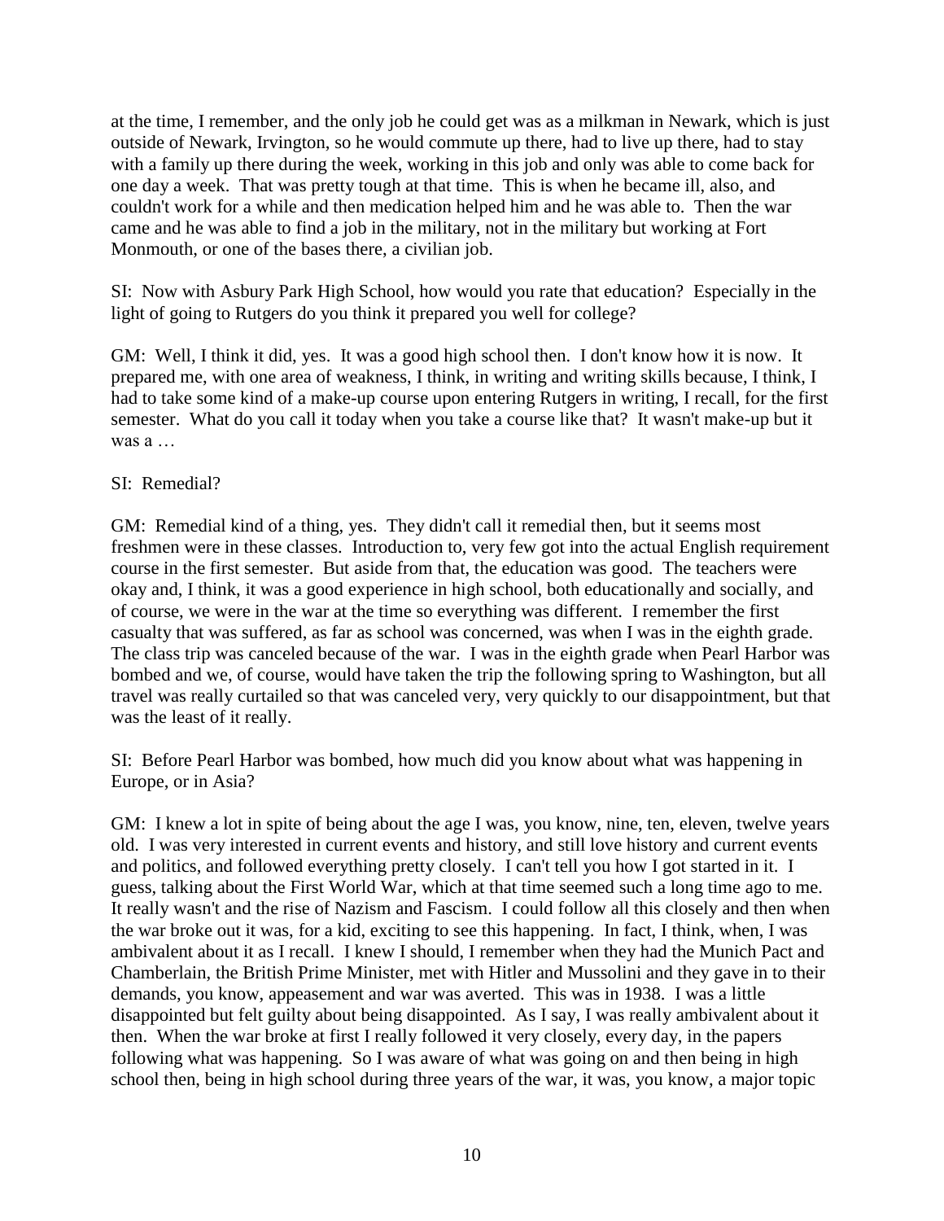at the time, I remember, and the only job he could get was as a milkman in Newark, which is just outside of Newark, Irvington, so he would commute up there, had to live up there, had to stay with a family up there during the week, working in this job and only was able to come back for one day a week. That was pretty tough at that time. This is when he became ill, also, and couldn't work for a while and then medication helped him and he was able to. Then the war came and he was able to find a job in the military, not in the military but working at Fort Monmouth, or one of the bases there, a civilian job.

SI: Now with Asbury Park High School, how would you rate that education? Especially in the light of going to Rutgers do you think it prepared you well for college?

GM: Well, I think it did, yes. It was a good high school then. I don't know how it is now. It prepared me, with one area of weakness, I think, in writing and writing skills because, I think, I had to take some kind of a make-up course upon entering Rutgers in writing, I recall, for the first semester. What do you call it today when you take a course like that? It wasn't make-up but it was a …

SI: Remedial?

GM: Remedial kind of a thing, yes. They didn't call it remedial then, but it seems most freshmen were in these classes. Introduction to, very few got into the actual English requirement course in the first semester. But aside from that, the education was good. The teachers were okay and, I think, it was a good experience in high school, both educationally and socially, and of course, we were in the war at the time so everything was different. I remember the first casualty that was suffered, as far as school was concerned, was when I was in the eighth grade. The class trip was canceled because of the war. I was in the eighth grade when Pearl Harbor was bombed and we, of course, would have taken the trip the following spring to Washington, but all travel was really curtailed so that was canceled very, very quickly to our disappointment, but that was the least of it really.

SI: Before Pearl Harbor was bombed, how much did you know about what was happening in Europe, or in Asia?

GM: I knew a lot in spite of being about the age I was, you know, nine, ten, eleven, twelve years old. I was very interested in current events and history, and still love history and current events and politics, and followed everything pretty closely. I can't tell you how I got started in it. I guess, talking about the First World War, which at that time seemed such a long time ago to me. It really wasn't and the rise of Nazism and Fascism. I could follow all this closely and then when the war broke out it was, for a kid, exciting to see this happening. In fact, I think, when, I was ambivalent about it as I recall. I knew I should, I remember when they had the Munich Pact and Chamberlain, the British Prime Minister, met with Hitler and Mussolini and they gave in to their demands, you know, appeasement and war was averted. This was in 1938. I was a little disappointed but felt guilty about being disappointed. As I say, I was really ambivalent about it then. When the war broke at first I really followed it very closely, every day, in the papers following what was happening. So I was aware of what was going on and then being in high school then, being in high school during three years of the war, it was, you know, a major topic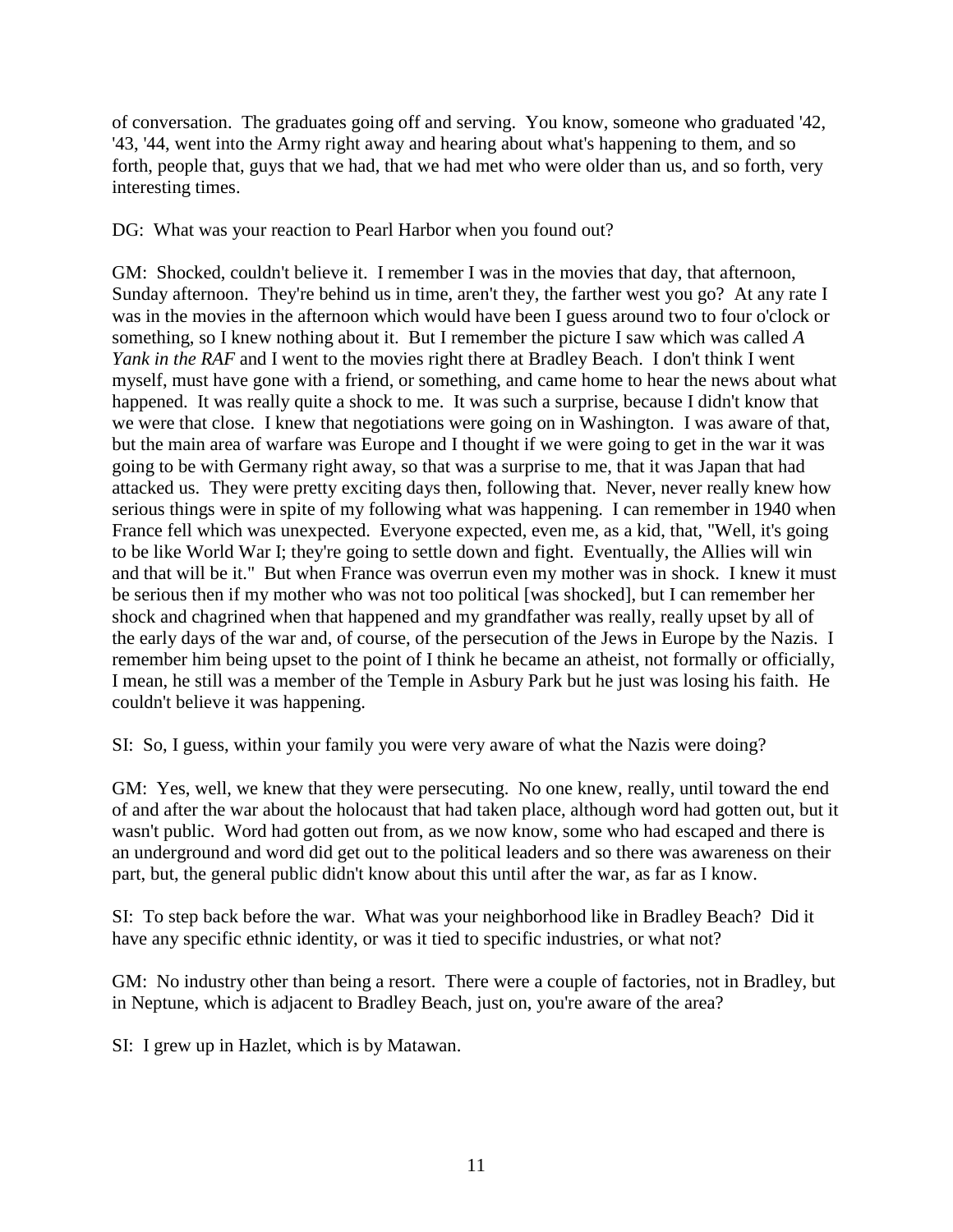of conversation. The graduates going off and serving. You know, someone who graduated '42, '43, '44, went into the Army right away and hearing about what's happening to them, and so forth, people that, guys that we had, that we had met who were older than us, and so forth, very interesting times.

DG: What was your reaction to Pearl Harbor when you found out?

GM: Shocked, couldn't believe it. I remember I was in the movies that day, that afternoon, Sunday afternoon. They're behind us in time, aren't they, the farther west you go? At any rate I was in the movies in the afternoon which would have been I guess around two to four o'clock or something, so I knew nothing about it. But I remember the picture I saw which was called *A Yank in the RAF* and I went to the movies right there at Bradley Beach. I don't think I went myself, must have gone with a friend, or something, and came home to hear the news about what happened. It was really quite a shock to me. It was such a surprise, because I didn't know that we were that close. I knew that negotiations were going on in Washington. I was aware of that, but the main area of warfare was Europe and I thought if we were going to get in the war it was going to be with Germany right away, so that was a surprise to me, that it was Japan that had attacked us. They were pretty exciting days then, following that. Never, never really knew how serious things were in spite of my following what was happening. I can remember in 1940 when France fell which was unexpected. Everyone expected, even me, as a kid, that, "Well, it's going to be like World War I; they're going to settle down and fight. Eventually, the Allies will win and that will be it." But when France was overrun even my mother was in shock. I knew it must be serious then if my mother who was not too political [was shocked], but I can remember her shock and chagrined when that happened and my grandfather was really, really upset by all of the early days of the war and, of course, of the persecution of the Jews in Europe by the Nazis. I remember him being upset to the point of I think he became an atheist, not formally or officially, I mean, he still was a member of the Temple in Asbury Park but he just was losing his faith. He couldn't believe it was happening.

SI: So, I guess, within your family you were very aware of what the Nazis were doing?

GM: Yes, well, we knew that they were persecuting. No one knew, really, until toward the end of and after the war about the holocaust that had taken place, although word had gotten out, but it wasn't public. Word had gotten out from, as we now know, some who had escaped and there is an underground and word did get out to the political leaders and so there was awareness on their part, but, the general public didn't know about this until after the war, as far as I know.

SI: To step back before the war. What was your neighborhood like in Bradley Beach? Did it have any specific ethnic identity, or was it tied to specific industries, or what not?

GM: No industry other than being a resort. There were a couple of factories, not in Bradley, but in Neptune, which is adjacent to Bradley Beach, just on, you're aware of the area?

SI: I grew up in Hazlet, which is by Matawan.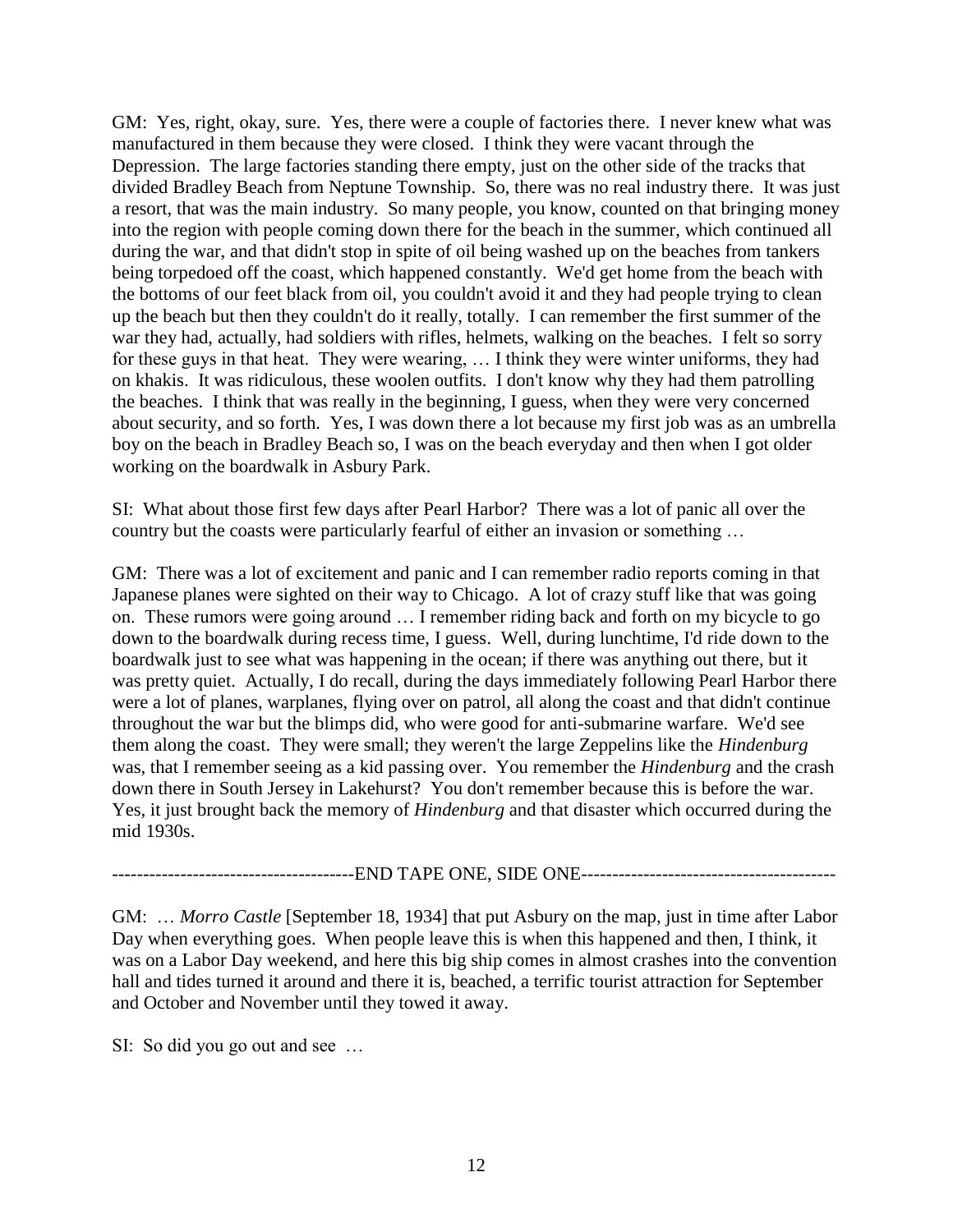GM: Yes, right, okay, sure. Yes, there were a couple of factories there. I never knew what was manufactured in them because they were closed. I think they were vacant through the Depression. The large factories standing there empty, just on the other side of the tracks that divided Bradley Beach from Neptune Township. So, there was no real industry there. It was just a resort, that was the main industry. So many people, you know, counted on that bringing money into the region with people coming down there for the beach in the summer, which continued all during the war, and that didn't stop in spite of oil being washed up on the beaches from tankers being torpedoed off the coast, which happened constantly. We'd get home from the beach with the bottoms of our feet black from oil, you couldn't avoid it and they had people trying to clean up the beach but then they couldn't do it really, totally. I can remember the first summer of the war they had, actually, had soldiers with rifles, helmets, walking on the beaches. I felt so sorry for these guys in that heat. They were wearing, … I think they were winter uniforms, they had on khakis. It was ridiculous, these woolen outfits. I don't know why they had them patrolling the beaches. I think that was really in the beginning, I guess, when they were very concerned about security, and so forth. Yes, I was down there a lot because my first job was as an umbrella boy on the beach in Bradley Beach so, I was on the beach everyday and then when I got older working on the boardwalk in Asbury Park.

SI: What about those first few days after Pearl Harbor? There was a lot of panic all over the country but the coasts were particularly fearful of either an invasion or something …

GM: There was a lot of excitement and panic and I can remember radio reports coming in that Japanese planes were sighted on their way to Chicago. A lot of crazy stuff like that was going on. These rumors were going around … I remember riding back and forth on my bicycle to go down to the boardwalk during recess time, I guess. Well, during lunchtime, I'd ride down to the boardwalk just to see what was happening in the ocean; if there was anything out there, but it was pretty quiet. Actually, I do recall, during the days immediately following Pearl Harbor there were a lot of planes, warplanes, flying over on patrol, all along the coast and that didn't continue throughout the war but the blimps did, who were good for anti-submarine warfare. We'd see them along the coast. They were small; they weren't the large Zeppelins like the *Hindenburg* was, that I remember seeing as a kid passing over. You remember the *Hindenburg* and the crash down there in South Jersey in Lakehurst? You don't remember because this is before the war. Yes, it just brought back the memory of *Hindenburg* and that disaster which occurred during the mid 1930s.

--------------------------------------END TAPE ONE, SIDE ONE----------------------------------------

GM: … *Morro Castle* [September 18, 1934] that put Asbury on the map, just in time after Labor Day when everything goes. When people leave this is when this happened and then, I think, it was on a Labor Day weekend, and here this big ship comes in almost crashes into the convention hall and tides turned it around and there it is, beached, a terrific tourist attraction for September and October and November until they towed it away.

SI: So did you go out and see …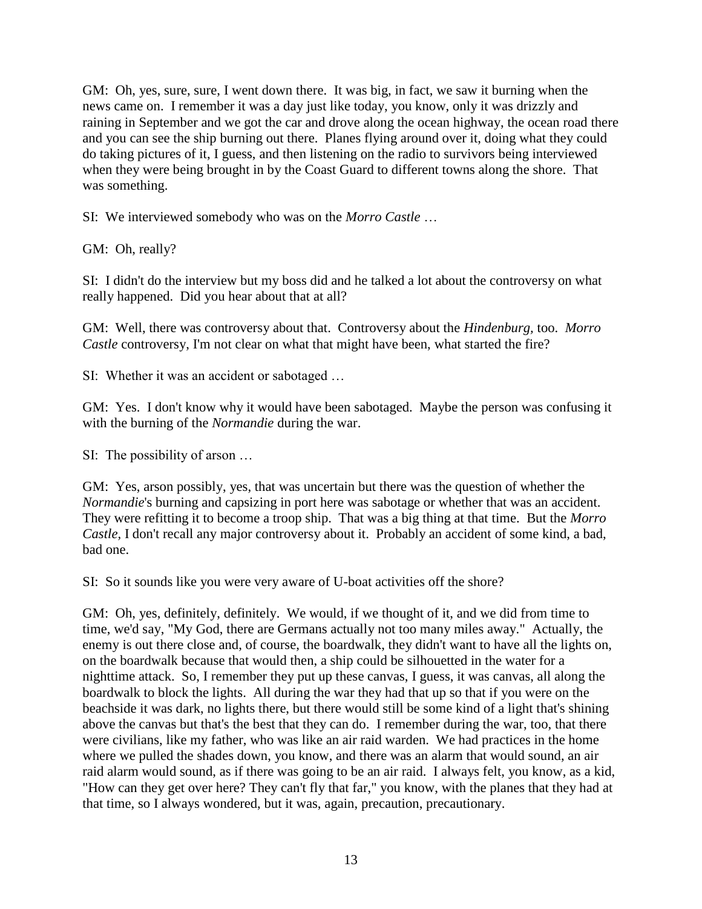GM: Oh, yes, sure, sure, I went down there. It was big, in fact, we saw it burning when the news came on. I remember it was a day just like today, you know, only it was drizzly and raining in September and we got the car and drove along the ocean highway, the ocean road there and you can see the ship burning out there. Planes flying around over it, doing what they could do taking pictures of it, I guess, and then listening on the radio to survivors being interviewed when they were being brought in by the Coast Guard to different towns along the shore. That was something.

SI: We interviewed somebody who was on the *Morro Castle* …

GM: Oh, really?

SI: I didn't do the interview but my boss did and he talked a lot about the controversy on what really happened. Did you hear about that at all?

GM: Well, there was controversy about that. Controversy about the *Hindenburg,* too. *Morro Castle* controversy, I'm not clear on what that might have been, what started the fire?

SI: Whether it was an accident or sabotaged …

GM: Yes. I don't know why it would have been sabotaged. Maybe the person was confusing it with the burning of the *Normandie* during the war.

SI: The possibility of arson …

GM: Yes, arson possibly, yes, that was uncertain but there was the question of whether the *Normandie*'s burning and capsizing in port here was sabotage or whether that was an accident. They were refitting it to become a troop ship. That was a big thing at that time. But the *Morro Castle,* I don't recall any major controversy about it. Probably an accident of some kind, a bad, bad one.

SI: So it sounds like you were very aware of U-boat activities off the shore?

GM: Oh, yes, definitely, definitely. We would, if we thought of it, and we did from time to time, we'd say, "My God, there are Germans actually not too many miles away." Actually, the enemy is out there close and, of course, the boardwalk, they didn't want to have all the lights on, on the boardwalk because that would then, a ship could be silhouetted in the water for a nighttime attack. So, I remember they put up these canvas, I guess, it was canvas, all along the boardwalk to block the lights. All during the war they had that up so that if you were on the beachside it was dark, no lights there, but there would still be some kind of a light that's shining above the canvas but that's the best that they can do. I remember during the war, too, that there were civilians, like my father, who was like an air raid warden. We had practices in the home where we pulled the shades down, you know, and there was an alarm that would sound, an air raid alarm would sound, as if there was going to be an air raid. I always felt, you know, as a kid, "How can they get over here? They can't fly that far," you know, with the planes that they had at that time, so I always wondered, but it was, again, precaution, precautionary.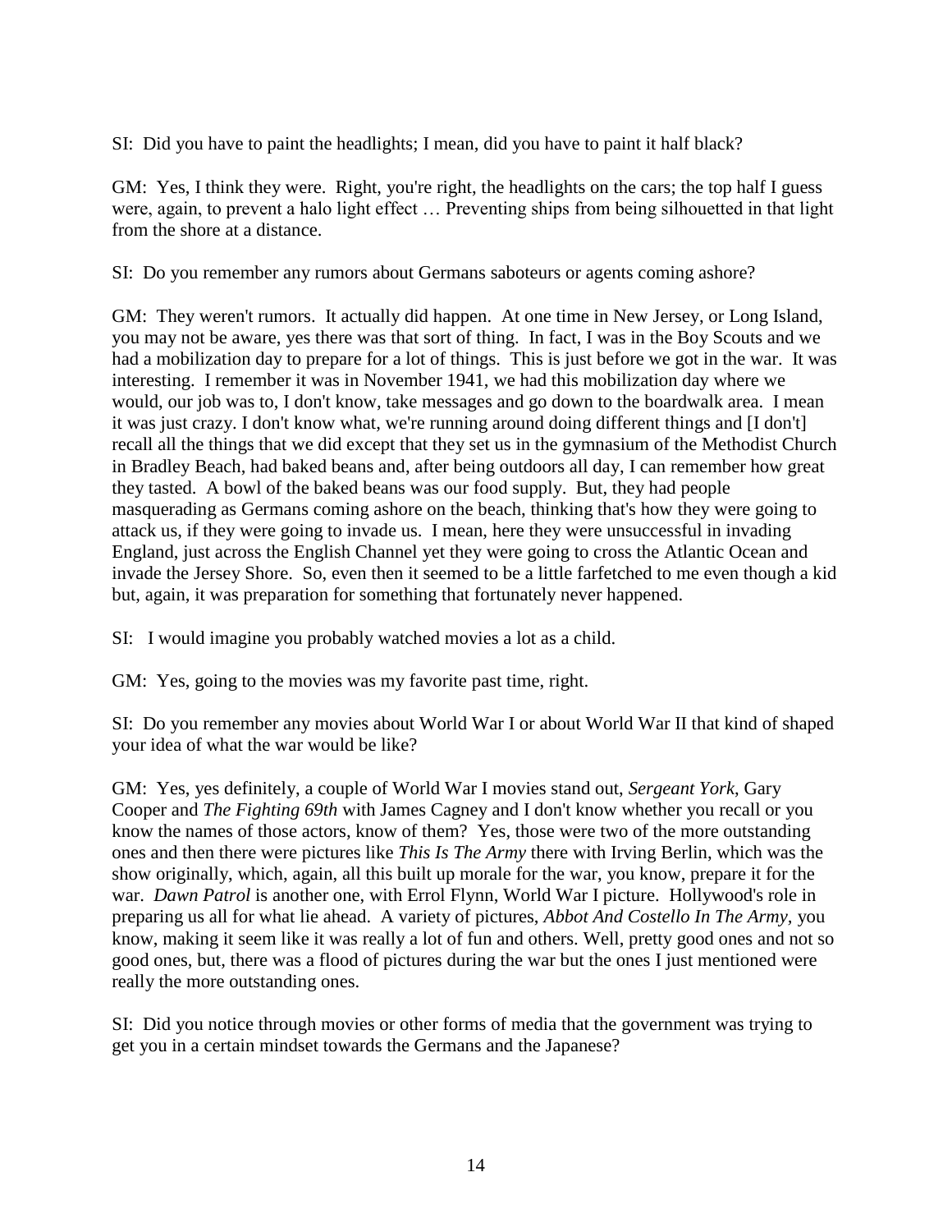SI: Did you have to paint the headlights; I mean, did you have to paint it half black?

GM: Yes, I think they were. Right, you're right, the headlights on the cars; the top half I guess were, again, to prevent a halo light effect … Preventing ships from being silhouetted in that light from the shore at a distance.

SI: Do you remember any rumors about Germans saboteurs or agents coming ashore?

GM: They weren't rumors. It actually did happen. At one time in New Jersey, or Long Island, you may not be aware, yes there was that sort of thing. In fact, I was in the Boy Scouts and we had a mobilization day to prepare for a lot of things. This is just before we got in the war. It was interesting. I remember it was in November 1941, we had this mobilization day where we would, our job was to, I don't know, take messages and go down to the boardwalk area. I mean it was just crazy. I don't know what, we're running around doing different things and [I don't] recall all the things that we did except that they set us in the gymnasium of the Methodist Church in Bradley Beach, had baked beans and, after being outdoors all day, I can remember how great they tasted. A bowl of the baked beans was our food supply. But, they had people masquerading as Germans coming ashore on the beach, thinking that's how they were going to attack us, if they were going to invade us. I mean, here they were unsuccessful in invading England, just across the English Channel yet they were going to cross the Atlantic Ocean and invade the Jersey Shore. So, even then it seemed to be a little farfetched to me even though a kid but, again, it was preparation for something that fortunately never happened.

SI: I would imagine you probably watched movies a lot as a child.

GM: Yes, going to the movies was my favorite past time, right.

SI: Do you remember any movies about World War I or about World War II that kind of shaped your idea of what the war would be like?

GM: Yes, yes definitely, a couple of World War I movies stand out, *Sergeant York*, Gary Cooper and *The Fighting 69th* with James Cagney and I don't know whether you recall or you know the names of those actors, know of them? Yes, those were two of the more outstanding ones and then there were pictures like *This Is The Army* there with Irving Berlin, which was the show originally, which, again, all this built up morale for the war, you know, prepare it for the war. *Dawn Patrol* is another one, with Errol Flynn, World War I picture. Hollywood's role in preparing us all for what lie ahead. A variety of pictures, *Abbot And Costello In The Army*, you know, making it seem like it was really a lot of fun and others. Well, pretty good ones and not so good ones, but, there was a flood of pictures during the war but the ones I just mentioned were really the more outstanding ones.

SI: Did you notice through movies or other forms of media that the government was trying to get you in a certain mindset towards the Germans and the Japanese?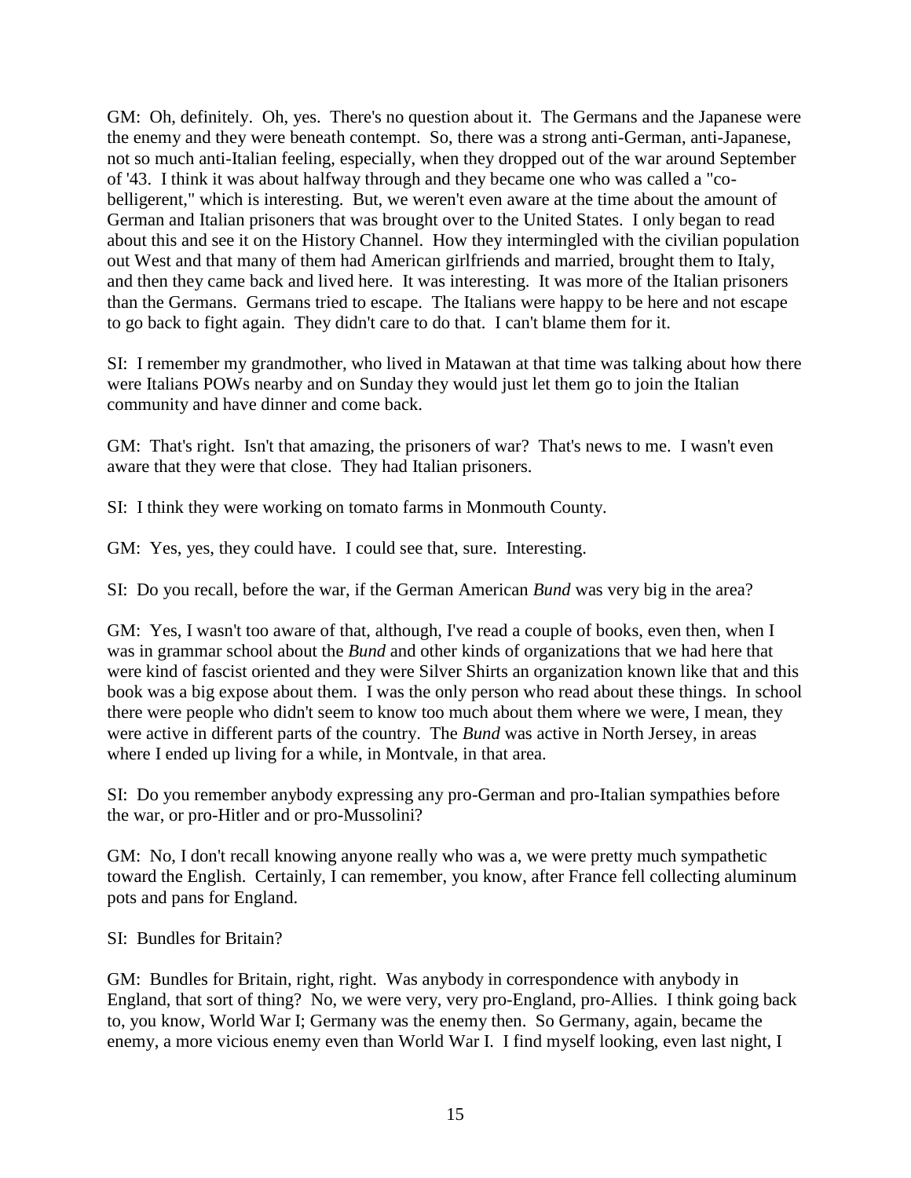GM: Oh, definitely. Oh, yes. There's no question about it. The Germans and the Japanese were the enemy and they were beneath contempt. So, there was a strong anti-German, anti-Japanese, not so much anti-Italian feeling, especially, when they dropped out of the war around September of '43. I think it was about halfway through and they became one who was called a "co-belligerent," which is interesting. But, we weren't even aware at the time about the amount of German and Italian prisoners that was brought over to the United States. I only began to read about this and see it on the History Channel. How they intermingled with the civilian population out West and that many of them had American girlfriends and married, brought them to Italy, and then they came back and lived here. It was interesting. It was more of the Italian prisoners than the Germans. Germans tried to escape. The Italians were happy to be here and not escape to go back to fight again. They didn't care to do that. I can't blame them for it.

SI: I remember my grandmother, who lived in Matawan at that time was talking about how there were Italians POWs nearby and on Sunday they would just let them go to join the Italian community and have dinner and come back.

GM: That's right. Isn't that amazing, the prisoners of war? That's news to me. I wasn't even aware that they were that close. They had Italian prisoners.

SI: I think they were working on tomato farms in Monmouth County.

GM: Yes, yes, they could have. I could see that, sure. Interesting.

SI: Do you recall, before the war, if the German American *Bund* was very big in the area?

GM: Yes, I wasn't too aware of that, although, I've read a couple of books, even then, when I was in grammar school about the *Bund* and other kinds of organizations that we had here that were kind of fascist oriented and they were Silver Shirts an organization known like that and this book was a big expose about them. I was the only person who read about these things. In school there were people who didn't seem to know too much about them where we were, I mean, they were active in different parts of the country. The *Bund* was active in North Jersey, in areas where I ended up living for a while, in Montvale, in that area.

SI: Do you remember anybody expressing any pro-German and pro-Italian sympathies before the war, or pro-Hitler and or pro-Mussolini?

GM: No, I don't recall knowing anyone really who was a, we were pretty much sympathetic toward the English. Certainly, I can remember, you know, after France fell collecting aluminum pots and pans for England.

SI: Bundles for Britain?

GM: Bundles for Britain, right, right. Was anybody in correspondence with anybody in England, that sort of thing? No, we were very, very pro-England, pro-Allies. I think going back to, you know, World War I; Germany was the enemy then. So Germany, again, became the enemy, a more vicious enemy even than World War I. I find myself looking, even last night, I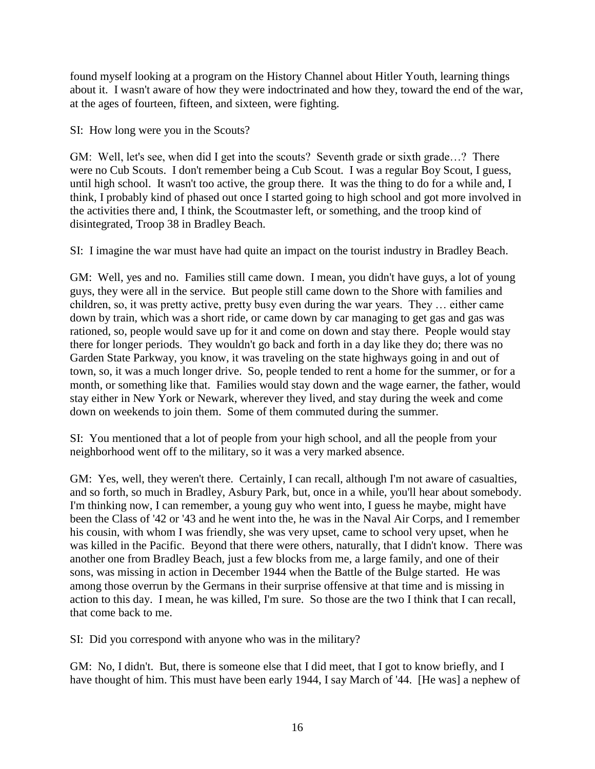found myself looking at a program on the History Channel about Hitler Youth, learning things about it. I wasn't aware of how they were indoctrinated and how they, toward the end of the war, at the ages of fourteen, fifteen, and sixteen, were fighting.

SI: How long were you in the Scouts?

GM: Well, let's see, when did I get into the scouts? Seventh grade or sixth grade…? There were no Cub Scouts. I don't remember being a Cub Scout. I was a regular Boy Scout, I guess, until high school. It wasn't too active, the group there. It was the thing to do for a while and, I think, I probably kind of phased out once I started going to high school and got more involved in the activities there and, I think, the Scoutmaster left, or something, and the troop kind of disintegrated, Troop 38 in Bradley Beach.

SI: I imagine the war must have had quite an impact on the tourist industry in Bradley Beach.

GM: Well, yes and no. Families still came down. I mean, you didn't have guys, a lot of young guys, they were all in the service. But people still came down to the Shore with families and children, so, it was pretty active, pretty busy even during the war years. They … either came down by train, which was a short ride, or came down by car managing to get gas and gas was rationed, so, people would save up for it and come on down and stay there. People would stay there for longer periods. They wouldn't go back and forth in a day like they do; there was no Garden State Parkway, you know, it was traveling on the state highways going in and out of town, so, it was a much longer drive. So, people tended to rent a home for the summer, or for a month, or something like that. Families would stay down and the wage earner, the father, would stay either in New York or Newark, wherever they lived, and stay during the week and come down on weekends to join them. Some of them commuted during the summer.

SI: You mentioned that a lot of people from your high school, and all the people from your neighborhood went off to the military, so it was a very marked absence.

GM: Yes, well, they weren't there. Certainly, I can recall, although I'm not aware of casualties, and so forth, so much in Bradley, Asbury Park, but, once in a while, you'll hear about somebody. I'm thinking now, I can remember, a young guy who went into, I guess he maybe, might have been the Class of '42 or '43 and he went into the, he was in the Naval Air Corps, and I remember his cousin, with whom I was friendly, she was very upset, came to school very upset, when he was killed in the Pacific. Beyond that there were others, naturally, that I didn't know. There was another one from Bradley Beach, just a few blocks from me, a large family, and one of their sons, was missing in action in December 1944 when the Battle of the Bulge started. He was among those overrun by the Germans in their surprise offensive at that time and is missing in action to this day. I mean, he was killed, I'm sure. So those are the two I think that I can recall, that come back to me.

SI: Did you correspond with anyone who was in the military?

GM: No, I didn't. But, there is someone else that I did meet, that I got to know briefly, and I have thought of him. This must have been early 1944, I say March of '44. [He was] a nephew of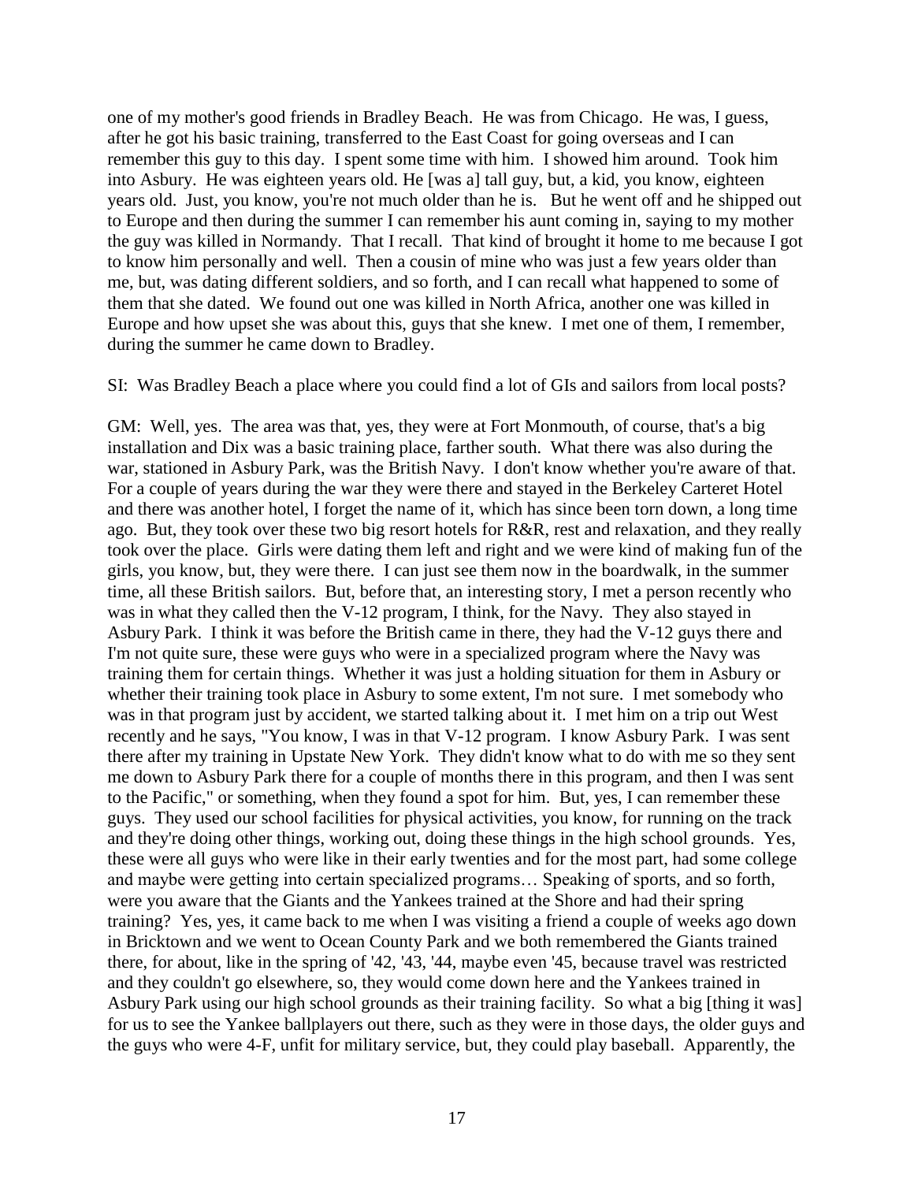one of my mother's good friends in Bradley Beach. He was from Chicago. He was, I guess, after he got his basic training, transferred to the East Coast for going overseas and I can remember this guy to this day. I spent some time with him. I showed him around. Took him into Asbury. He was eighteen years old. He [was a] tall guy, but, a kid, you know, eighteen years old. Just, you know, you're not much older than he is. But he went off and he shipped out to Europe and then during the summer I can remember his aunt coming in, saying to my mother the guy was killed in Normandy. That I recall. That kind of brought it home to me because I got to know him personally and well. Then a cousin of mine who was just a few years older than me, but, was dating different soldiers, and so forth, and I can recall what happened to some of them that she dated. We found out one was killed in North Africa, another one was killed in Europe and how upset she was about this, guys that she knew. I met one of them, I remember, during the summer he came down to Bradley.

SI: Was Bradley Beach a place where you could find a lot of GIs and sailors from local posts?

GM: Well, yes. The area was that, yes, they were at Fort Monmouth, of course, that's a big installation and Dix was a basic training place, farther south. What there was also during the war, stationed in Asbury Park, was the British Navy. I don't know whether you're aware of that. For a couple of years during the war they were there and stayed in the Berkeley Carteret Hotel and there was another hotel, I forget the name of it, which has since been torn down, a long time ago. But, they took over these two big resort hotels for R&R, rest and relaxation, and they really took over the place. Girls were dating them left and right and we were kind of making fun of the girls, you know, but, they were there. I can just see them now in the boardwalk, in the summer time, all these British sailors. But, before that, an interesting story, I met a person recently who was in what they called then the V-12 program, I think, for the Navy. They also stayed in Asbury Park. I think it was before the British came in there, they had the V-12 guys there and I'm not quite sure, these were guys who were in a specialized program where the Navy was training them for certain things. Whether it was just a holding situation for them in Asbury or whether their training took place in Asbury to some extent, I'm not sure. I met somebody who was in that program just by accident, we started talking about it. I met him on a trip out West recently and he says, "You know, I was in that V-12 program. I know Asbury Park. I was sent there after my training in Upstate New York. They didn't know what to do with me so they sent me down to Asbury Park there for a couple of months there in this program, and then I was sent to the Pacific," or something, when they found a spot for him. But, yes, I can remember these guys. They used our school facilities for physical activities, you know, for running on the track and they're doing other things, working out, doing these things in the high school grounds. Yes, these were all guys who were like in their early twenties and for the most part, had some college and maybe were getting into certain specialized programs… Speaking of sports, and so forth, were you aware that the Giants and the Yankees trained at the Shore and had their spring training? Yes, yes, it came back to me when I was visiting a friend a couple of weeks ago down in Bricktown and we went to Ocean County Park and we both remembered the Giants trained there, for about, like in the spring of '42, '43, '44, maybe even '45, because travel was restricted and they couldn't go elsewhere, so, they would come down here and the Yankees trained in Asbury Park using our high school grounds as their training facility. So what a big [thing it was] for us to see the Yankee ballplayers out there, such as they were in those days, the older guys and the guys who were 4-F, unfit for military service, but, they could play baseball. Apparently, the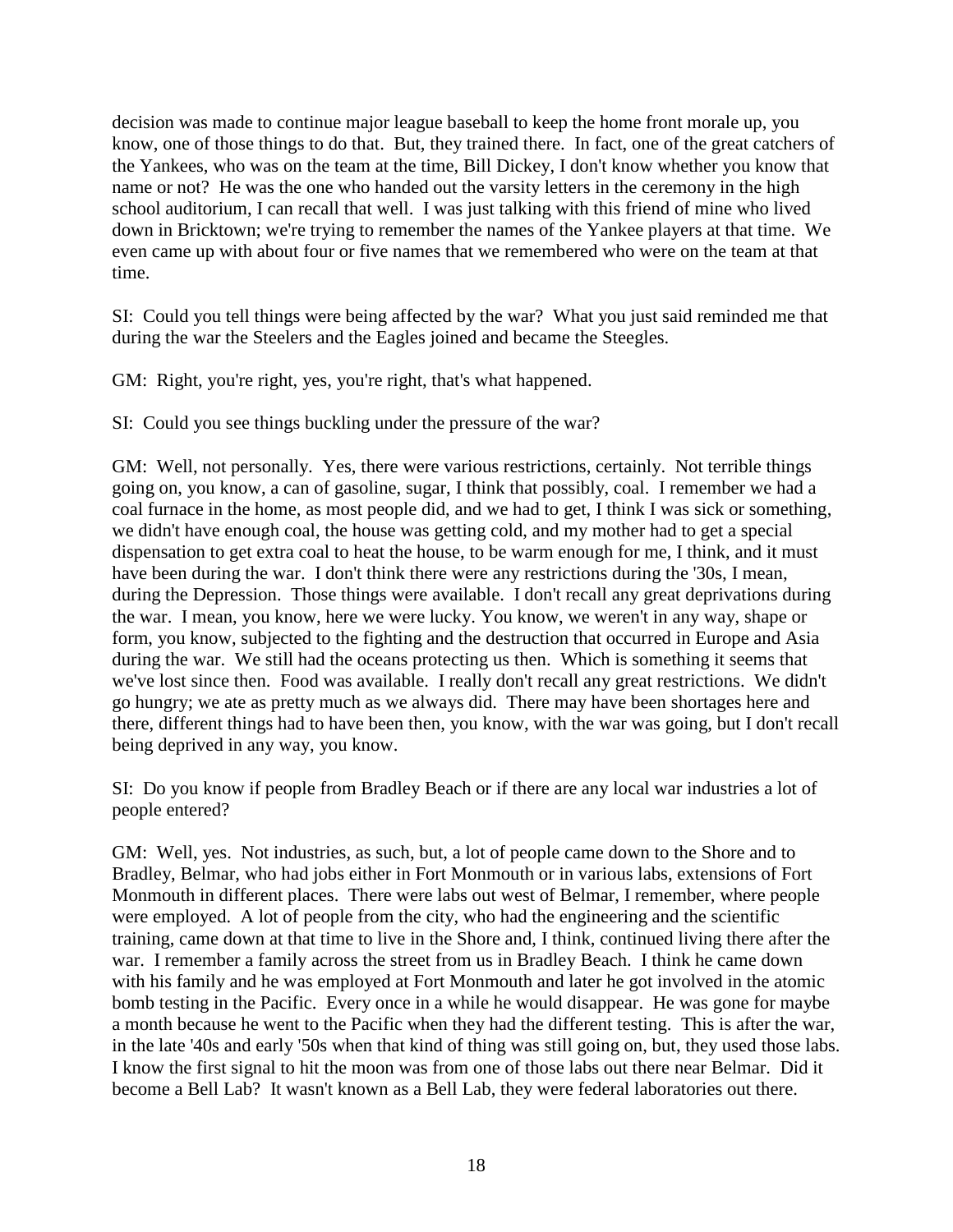decision was made to continue major league baseball to keep the home front morale up, you know, one of those things to do that. But, they trained there. In fact, one of the great catchers of the Yankees, who was on the team at the time, Bill Dickey, I don't know whether you know that name or not? He was the one who handed out the varsity letters in the ceremony in the high school auditorium, I can recall that well. I was just talking with this friend of mine who lived down in Bricktown; we're trying to remember the names of the Yankee players at that time. We even came up with about four or five names that we remembered who were on the team at that time.

SI: Could you tell things were being affected by the war? What you just said reminded me that during the war the Steelers and the Eagles joined and became the Steegles.

GM: Right, you're right, yes, you're right, that's what happened.

SI: Could you see things buckling under the pressure of the war?

GM: Well, not personally. Yes, there were various restrictions, certainly. Not terrible things going on, you know, a can of gasoline, sugar, I think that possibly, coal. I remember we had a coal furnace in the home, as most people did, and we had to get, I think I was sick or something, we didn't have enough coal, the house was getting cold, and my mother had to get a special dispensation to get extra coal to heat the house, to be warm enough for me, I think, and it must have been during the war. I don't think there were any restrictions during the '30s, I mean, during the Depression. Those things were available. I don't recall any great deprivations during the war. I mean, you know, here we were lucky. You know, we weren't in any way, shape or form, you know, subjected to the fighting and the destruction that occurred in Europe and Asia during the war. We still had the oceans protecting us then. Which is something it seems that we've lost since then. Food was available. I really don't recall any great restrictions. We didn't go hungry; we ate as pretty much as we always did. There may have been shortages here and there, different things had to have been then, you know, with the war was going, but I don't recall being deprived in any way, you know.

SI: Do you know if people from Bradley Beach or if there are any local war industries a lot of people entered?

GM: Well, yes. Not industries, as such, but, a lot of people came down to the Shore and to Bradley, Belmar, who had jobs either in Fort Monmouth or in various labs, extensions of Fort Monmouth in different places. There were labs out west of Belmar, I remember, where people were employed. A lot of people from the city, who had the engineering and the scientific training, came down at that time to live in the Shore and, I think, continued living there after the war. I remember a family across the street from us in Bradley Beach. I think he came down with his family and he was employed at Fort Monmouth and later he got involved in the atomic bomb testing in the Pacific. Every once in a while he would disappear. He was gone for maybe a month because he went to the Pacific when they had the different testing. This is after the war, in the late '40s and early '50s when that kind of thing was still going on, but, they used those labs. I know the first signal to hit the moon was from one of those labs out there near Belmar. Did it become a Bell Lab? It wasn't known as a Bell Lab, they were federal laboratories out there.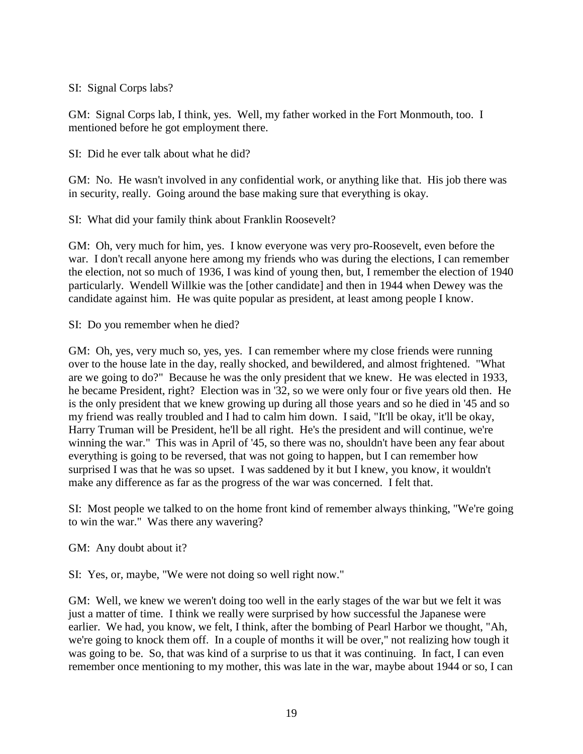SI: Signal Corps labs?

GM: Signal Corps lab, I think, yes. Well, my father worked in the Fort Monmouth, too. I mentioned before he got employment there.

SI: Did he ever talk about what he did?

GM: No. He wasn't involved in any confidential work, or anything like that. His job there was in security, really. Going around the base making sure that everything is okay.

SI: What did your family think about Franklin Roosevelt?

GM: Oh, very much for him, yes. I know everyone was very pro-Roosevelt, even before the war. I don't recall anyone here among my friends who was during the elections, I can remember the election, not so much of 1936, I was kind of young then, but, I remember the election of 1940 particularly. Wendell Willkie was the [other candidate] and then in 1944 when Dewey was the candidate against him. He was quite popular as president, at least among people I know.

SI: Do you remember when he died?

GM: Oh, yes, very much so, yes, yes. I can remember where my close friends were running over to the house late in the day, really shocked, and bewildered, and almost frightened. "What are we going to do?" Because he was the only president that we knew. He was elected in 1933, he became President, right? Election was in '32, so we were only four or five years old then. He is the only president that we knew growing up during all those years and so he died in '45 and so my friend was really troubled and I had to calm him down. I said, "It'll be okay, it'll be okay, Harry Truman will be President, he'll be all right. He's the president and will continue, we're winning the war." This was in April of '45, so there was no, shouldn't have been any fear about everything is going to be reversed, that was not going to happen, but I can remember how surprised I was that he was so upset. I was saddened by it but I knew, you know, it wouldn't make any difference as far as the progress of the war was concerned. I felt that.

SI: Most people we talked to on the home front kind of remember always thinking, "We're going to win the war." Was there any wavering?

GM: Any doubt about it?

SI: Yes, or, maybe, "We were not doing so well right now."

GM: Well, we knew we weren't doing too well in the early stages of the war but we felt it was just a matter of time. I think we really were surprised by how successful the Japanese were earlier. We had, you know, we felt, I think, after the bombing of Pearl Harbor we thought, "Ah, we're going to knock them off. In a couple of months it will be over," not realizing how tough it was going to be. So, that was kind of a surprise to us that it was continuing. In fact, I can even remember once mentioning to my mother, this was late in the war, maybe about 1944 or so, I can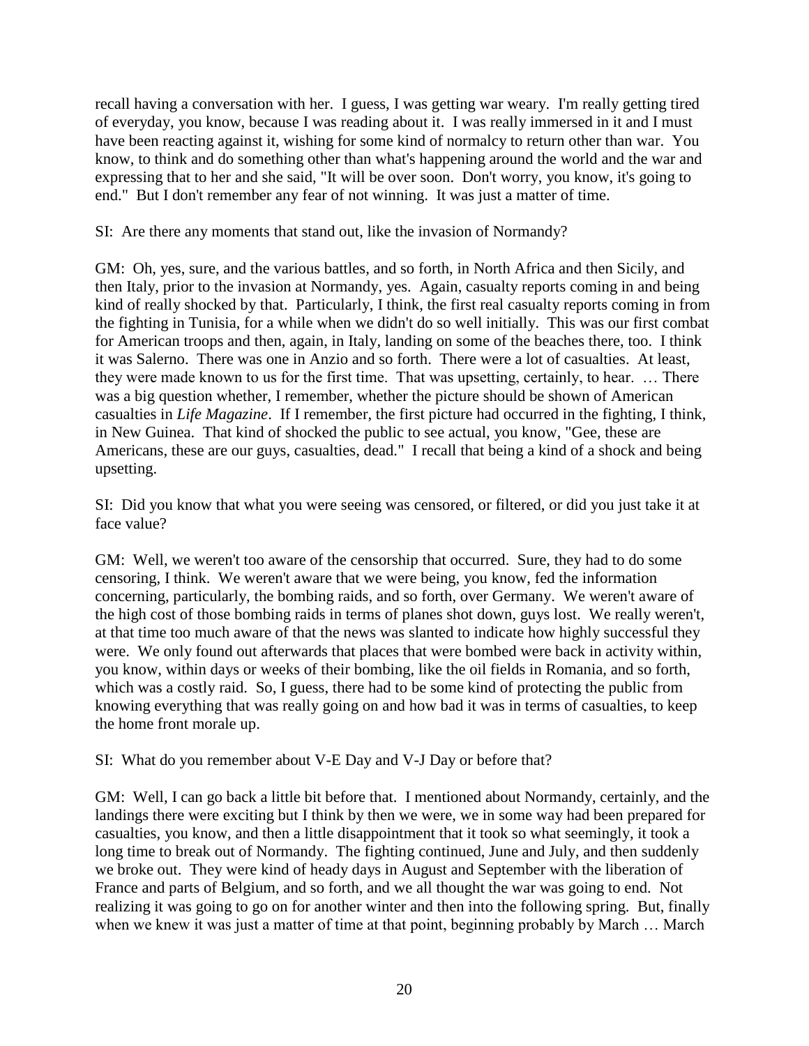recall having a conversation with her. I guess, I was getting war weary. I'm really getting tired of everyday, you know, because I was reading about it. I was really immersed in it and I must have been reacting against it, wishing for some kind of normalcy to return other than war. You know, to think and do something other than what's happening around the world and the war and expressing that to her and she said, "It will be over soon. Don't worry, you know, it's going to end." But I don't remember any fear of not winning. It was just a matter of time.

SI: Are there any moments that stand out, like the invasion of Normandy?

GM: Oh, yes, sure, and the various battles, and so forth, in North Africa and then Sicily, and then Italy, prior to the invasion at Normandy, yes. Again, casualty reports coming in and being kind of really shocked by that. Particularly, I think, the first real casualty reports coming in from the fighting in Tunisia, for a while when we didn't do so well initially. This was our first combat for American troops and then, again, in Italy, landing on some of the beaches there, too. I think it was Salerno. There was one in Anzio and so forth. There were a lot of casualties. At least, they were made known to us for the first time. That was upsetting, certainly, to hear. … There was a big question whether, I remember, whether the picture should be shown of American casualties in *Life Magazine*. If I remember, the first picture had occurred in the fighting, I think, in New Guinea. That kind of shocked the public to see actual, you know, "Gee, these are Americans, these are our guys, casualties, dead." I recall that being a kind of a shock and being upsetting.

SI: Did you know that what you were seeing was censored, or filtered, or did you just take it at face value?

GM: Well, we weren't too aware of the censorship that occurred. Sure, they had to do some censoring, I think. We weren't aware that we were being, you know, fed the information concerning, particularly, the bombing raids, and so forth, over Germany. We weren't aware of the high cost of those bombing raids in terms of planes shot down, guys lost. We really weren't, at that time too much aware of that the news was slanted to indicate how highly successful they were. We only found out afterwards that places that were bombed were back in activity within, you know, within days or weeks of their bombing, like the oil fields in Romania, and so forth, which was a costly raid. So, I guess, there had to be some kind of protecting the public from knowing everything that was really going on and how bad it was in terms of casualties, to keep the home front morale up.

SI: What do you remember about V-E Day and V-J Day or before that?

GM: Well, I can go back a little bit before that. I mentioned about Normandy, certainly, and the landings there were exciting but I think by then we were, we in some way had been prepared for casualties, you know, and then a little disappointment that it took so what seemingly, it took a long time to break out of Normandy. The fighting continued, June and July, and then suddenly we broke out. They were kind of heady days in August and September with the liberation of France and parts of Belgium, and so forth, and we all thought the war was going to end. Not realizing it was going to go on for another winter and then into the following spring. But, finally when we knew it was just a matter of time at that point, beginning probably by March … March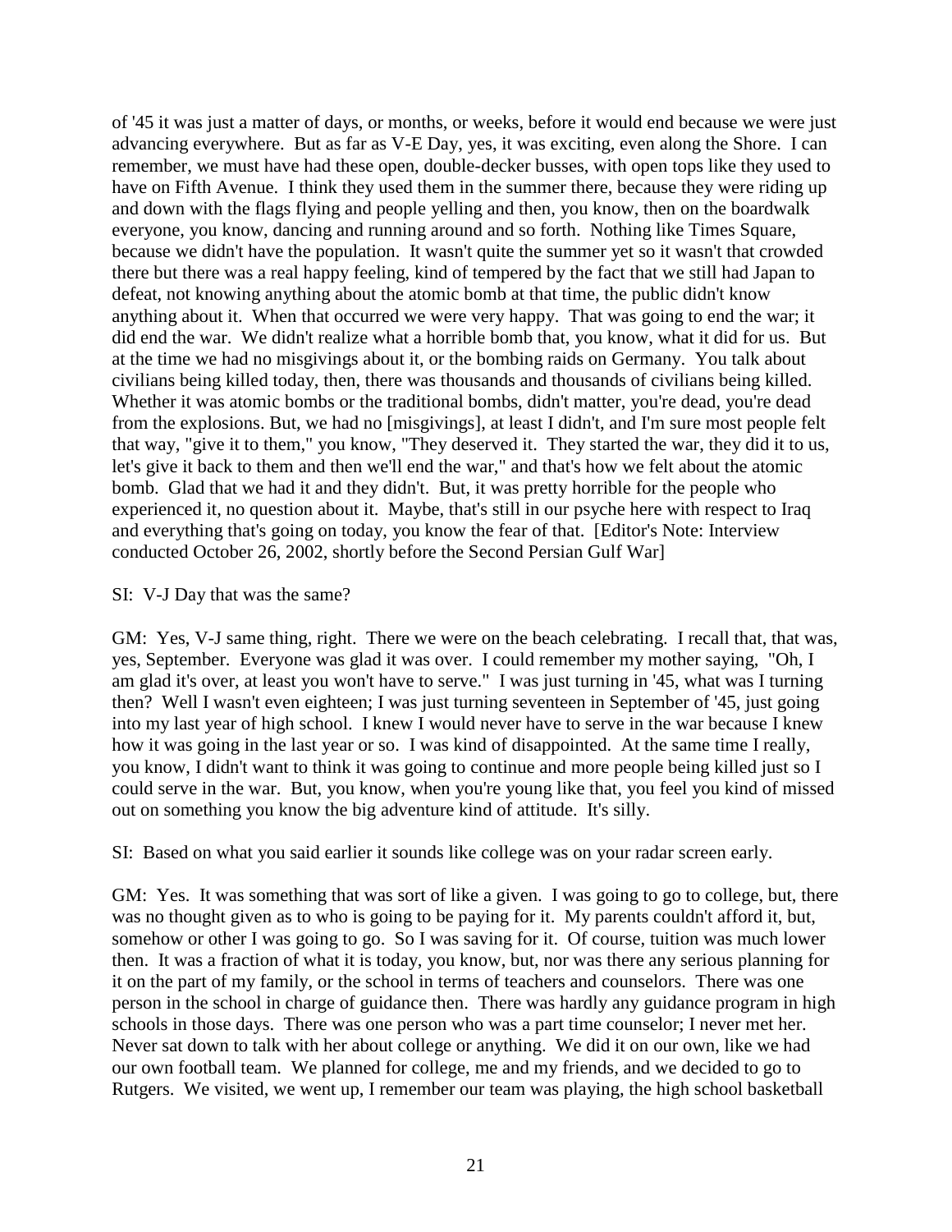of '45 it was just a matter of days, or months, or weeks, before it would end because we were just advancing everywhere. But as far as V-E Day, yes, it was exciting, even along the Shore. I can remember, we must have had these open, double-decker busses, with open tops like they used to have on Fifth Avenue. I think they used them in the summer there, because they were riding up and down with the flags flying and people yelling and then, you know, then on the boardwalk everyone, you know, dancing and running around and so forth. Nothing like Times Square, because we didn't have the population. It wasn't quite the summer yet so it wasn't that crowded there but there was a real happy feeling, kind of tempered by the fact that we still had Japan to defeat, not knowing anything about the atomic bomb at that time, the public didn't know anything about it. When that occurred we were very happy. That was going to end the war; it did end the war. We didn't realize what a horrible bomb that, you know, what it did for us. But at the time we had no misgivings about it, or the bombing raids on Germany. You talk about civilians being killed today, then, there was thousands and thousands of civilians being killed. Whether it was atomic bombs or the traditional bombs, didn't matter, you're dead, you're dead from the explosions. But, we had no [misgivings], at least I didn't, and I'm sure most people felt that way, "give it to them," you know, "They deserved it. They started the war, they did it to us, let's give it back to them and then we'll end the war," and that's how we felt about the atomic bomb. Glad that we had it and they didn't. But, it was pretty horrible for the people who experienced it, no question about it. Maybe, that's still in our psyche here with respect to Iraq and everything that's going on today, you know the fear of that. [Editor's Note: Interview conducted October 26, 2002, shortly before the Second Persian Gulf War]

SI: V-J Day that was the same?

GM: Yes, V-J same thing, right. There we were on the beach celebrating. I recall that, that was, yes, September. Everyone was glad it was over. I could remember my mother saying, "Oh, I am glad it's over, at least you won't have to serve." I was just turning in '45, what was I turning then? Well I wasn't even eighteen; I was just turning seventeen in September of '45, just going into my last year of high school. I knew I would never have to serve in the war because I knew how it was going in the last year or so. I was kind of disappointed. At the same time I really, you know, I didn't want to think it was going to continue and more people being killed just so I could serve in the war. But, you know, when you're young like that, you feel you kind of missed out on something you know the big adventure kind of attitude. It's silly.

SI: Based on what you said earlier it sounds like college was on your radar screen early.

GM: Yes. It was something that was sort of like a given. I was going to go to college, but, there was no thought given as to who is going to be paying for it. My parents couldn't afford it, but, somehow or other I was going to go. So I was saving for it. Of course, tuition was much lower then. It was a fraction of what it is today, you know, but, nor was there any serious planning for it on the part of my family, or the school in terms of teachers and counselors. There was one person in the school in charge of guidance then. There was hardly any guidance program in high schools in those days. There was one person who was a part time counselor; I never met her. Never sat down to talk with her about college or anything. We did it on our own, like we had our own football team. We planned for college, me and my friends, and we decided to go to Rutgers. We visited, we went up, I remember our team was playing, the high school basketball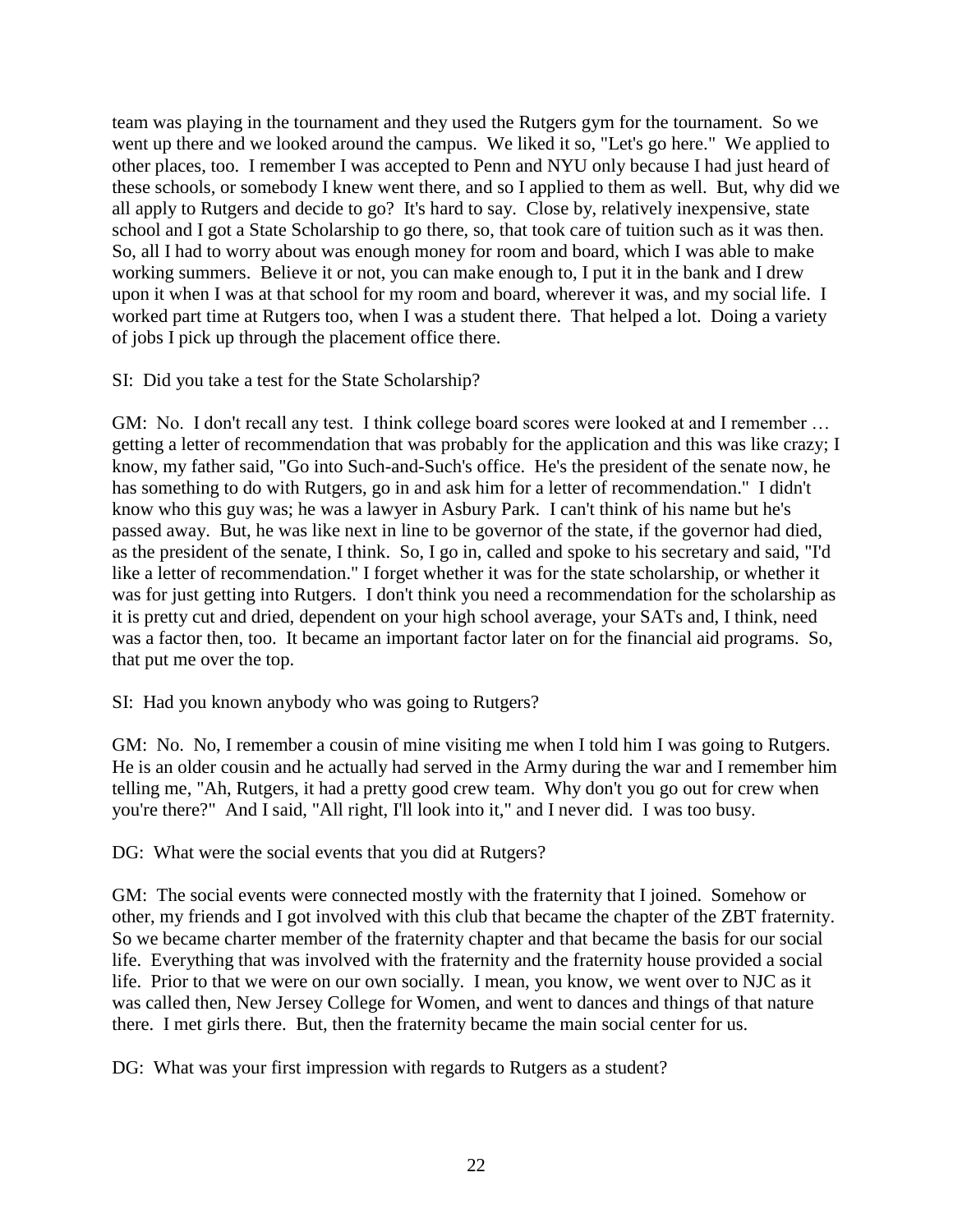team was playing in the tournament and they used the Rutgers gym for the tournament. So we went up there and we looked around the campus. We liked it so, "Let's go here." We applied to other places, too. I remember I was accepted to Penn and NYU only because I had just heard of these schools, or somebody I knew went there, and so I applied to them as well. But, why did we all apply to Rutgers and decide to go? It's hard to say. Close by, relatively inexpensive, state school and I got a State Scholarship to go there, so, that took care of tuition such as it was then. So, all I had to worry about was enough money for room and board, which I was able to make working summers. Believe it or not, you can make enough to, I put it in the bank and I drew upon it when I was at that school for my room and board, wherever it was, and my social life. I worked part time at Rutgers too, when I was a student there. That helped a lot. Doing a variety of jobs I pick up through the placement office there.

SI: Did you take a test for the State Scholarship?

GM: No. I don't recall any test. I think college board scores were looked at and I remember … getting a letter of recommendation that was probably for the application and this was like crazy; I know, my father said, "Go into Such-and-Such's office. He's the president of the senate now, he has something to do with Rutgers, go in and ask him for a letter of recommendation." I didn't know who this guy was; he was a lawyer in Asbury Park. I can't think of his name but he's passed away. But, he was like next in line to be governor of the state, if the governor had died, as the president of the senate, I think. So, I go in, called and spoke to his secretary and said, "I'd like a letter of recommendation." I forget whether it was for the state scholarship, or whether it was for just getting into Rutgers. I don't think you need a recommendation for the scholarship as it is pretty cut and dried, dependent on your high school average, your SATs and, I think, need was a factor then, too. It became an important factor later on for the financial aid programs. So, that put me over the top.

SI: Had you known anybody who was going to Rutgers?

GM: No. No, I remember a cousin of mine visiting me when I told him I was going to Rutgers. He is an older cousin and he actually had served in the Army during the war and I remember him telling me, "Ah, Rutgers, it had a pretty good crew team. Why don't you go out for crew when you're there?" And I said, "All right, I'll look into it," and I never did. I was too busy.

DG: What were the social events that you did at Rutgers?

GM: The social events were connected mostly with the fraternity that I joined. Somehow or other, my friends and I got involved with this club that became the chapter of the ZBT fraternity. So we became charter member of the fraternity chapter and that became the basis for our social life. Everything that was involved with the fraternity and the fraternity house provided a social life. Prior to that we were on our own socially. I mean, you know, we went over to NJC as it was called then, New Jersey College for Women, and went to dances and things of that nature there. I met girls there. But, then the fraternity became the main social center for us.

DG: What was your first impression with regards to Rutgers as a student?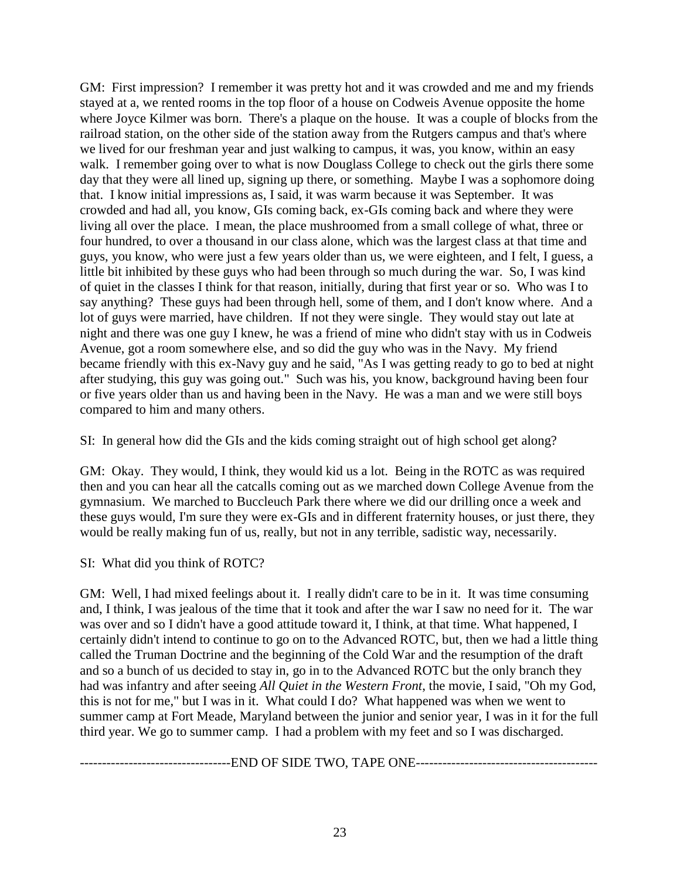GM: First impression? I remember it was pretty hot and it was crowded and me and my friends stayed at a, we rented rooms in the top floor of a house on Codweis Avenue opposite the home where Joyce Kilmer was born. There's a plaque on the house. It was a couple of blocks from the railroad station, on the other side of the station away from the Rutgers campus and that's where we lived for our freshman year and just walking to campus, it was, you know, within an easy walk. I remember going over to what is now Douglass College to check out the girls there some day that they were all lined up, signing up there, or something. Maybe I was a sophomore doing that. I know initial impressions as, I said, it was warm because it was September. It was crowded and had all, you know, GIs coming back, ex-GIs coming back and where they were living all over the place. I mean, the place mushroomed from a small college of what, three or four hundred, to over a thousand in our class alone, which was the largest class at that time and guys, you know, who were just a few years older than us, we were eighteen, and I felt, I guess, a little bit inhibited by these guys who had been through so much during the war. So, I was kind of quiet in the classes I think for that reason, initially, during that first year or so. Who was I to say anything? These guys had been through hell, some of them, and I don't know where. And a lot of guys were married, have children. If not they were single. They would stay out late at night and there was one guy I knew, he was a friend of mine who didn't stay with us in Codweis Avenue, got a room somewhere else, and so did the guy who was in the Navy. My friend became friendly with this ex-Navy guy and he said, "As I was getting ready to go to bed at night after studying, this guy was going out." Such was his, you know, background having been four or five years older than us and having been in the Navy. He was a man and we were still boys compared to him and many others.

SI: In general how did the GIs and the kids coming straight out of high school get along?

GM: Okay. They would, I think, they would kid us a lot. Being in the ROTC as was required then and you can hear all the catcalls coming out as we marched down College Avenue from the gymnasium. We marched to Buccleuch Park there where we did our drilling once a week and these guys would, I'm sure they were ex-GIs and in different fraternity houses, or just there, they would be really making fun of us, really, but not in any terrible, sadistic way, necessarily.

SI: What did you think of ROTC?

GM: Well, I had mixed feelings about it. I really didn't care to be in it. It was time consuming and, I think, I was jealous of the time that it took and after the war I saw no need for it. The war was over and so I didn't have a good attitude toward it, I think, at that time. What happened, I certainly didn't intend to continue to go on to the Advanced ROTC, but, then we had a little thing called the Truman Doctrine and the beginning of the Cold War and the resumption of the draft and so a bunch of us decided to stay in, go in to the Advanced ROTC but the only branch they had was infantry and after seeing *All Quiet in the Western Front,* the movie, I said, "Oh my God, this is not for me," but I was in it. What could I do? What happened was when we went to summer camp at Fort Meade, Maryland between the junior and senior year, I was in it for the full third year. We go to summer camp. I had a problem with my feet and so I was discharged.

----------------------------------END OF SIDE TWO, TAPE ONE-----------------------------------------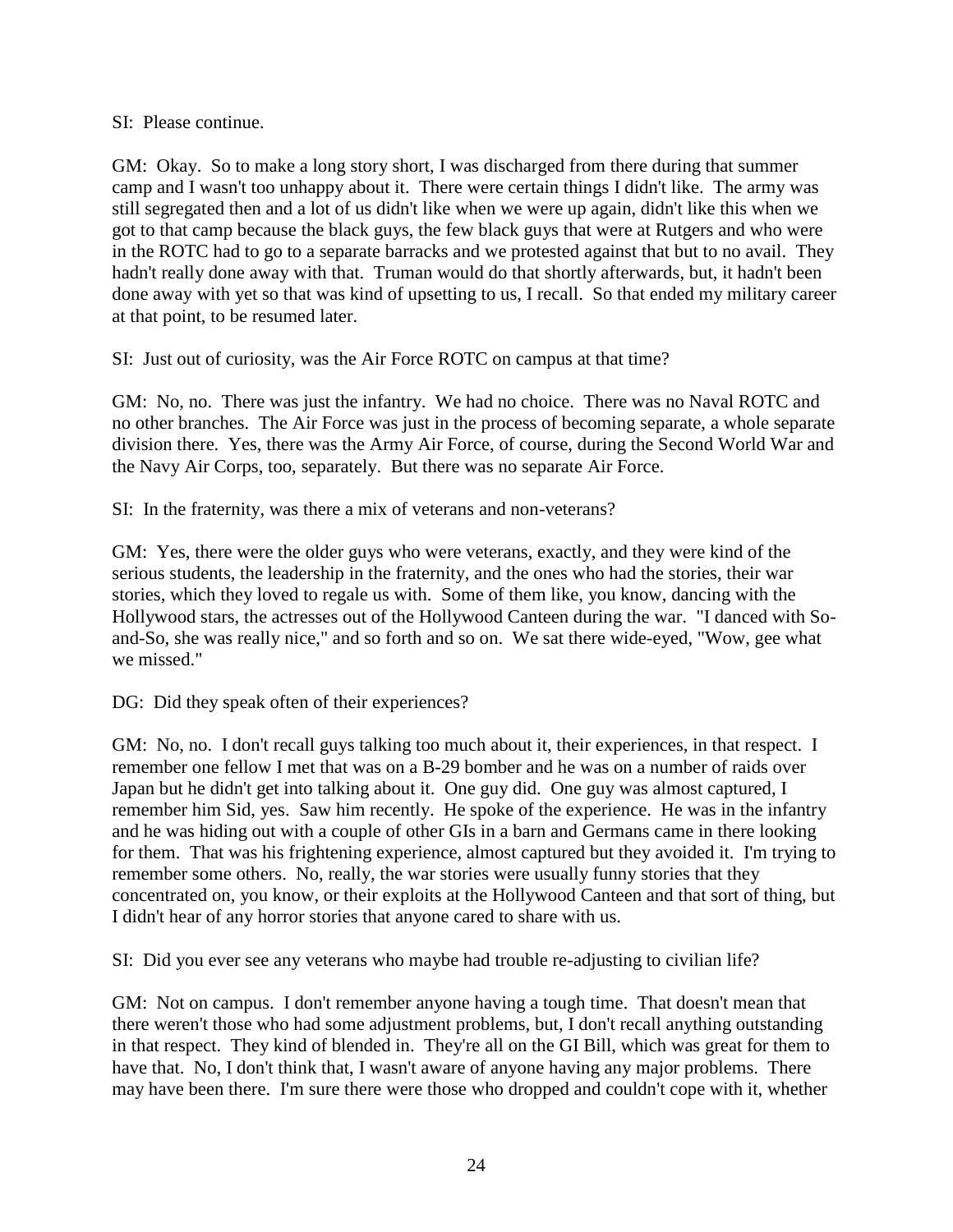SI: Please continue.

GM: Okay. So to make a long story short, I was discharged from there during that summer camp and I wasn't too unhappy about it. There were certain things I didn't like. The army was still segregated then and a lot of us didn't like when we were up again, didn't like this when we got to that camp because the black guys, the few black guys that were at Rutgers and who were in the ROTC had to go to a separate barracks and we protested against that but to no avail. They hadn't really done away with that. Truman would do that shortly afterwards, but, it hadn't been done away with yet so that was kind of upsetting to us, I recall. So that ended my military career at that point, to be resumed later.

SI: Just out of curiosity, was the Air Force ROTC on campus at that time?

GM: No, no. There was just the infantry. We had no choice. There was no Naval ROTC and no other branches. The Air Force was just in the process of becoming separate, a whole separate division there. Yes, there was the Army Air Force, of course, during the Second World War and the Navy Air Corps, too, separately. But there was no separate Air Force.

SI: In the fraternity, was there a mix of veterans and non-veterans?

GM: Yes, there were the older guys who were veterans, exactly, and they were kind of the serious students, the leadership in the fraternity, and the ones who had the stories, their war stories, which they loved to regale us with. Some of them like, you know, dancing with the Hollywood stars, the actresses out of the Hollywood Canteen during the war. "I danced with So-and-So, she was really nice," and so forth and so on. We sat there wide-eyed, "Wow, gee what we missed."

DG: Did they speak often of their experiences?

GM: No, no. I don't recall guys talking too much about it, their experiences, in that respect. I remember one fellow I met that was on a B-29 bomber and he was on a number of raids over Japan but he didn't get into talking about it. One guy did. One guy was almost captured, I remember him Sid, yes. Saw him recently. He spoke of the experience. He was in the infantry and he was hiding out with a couple of other GIs in a barn and Germans came in there looking for them. That was his frightening experience, almost captured but they avoided it. I'm trying to remember some others. No, really, the war stories were usually funny stories that they concentrated on, you know, or their exploits at the Hollywood Canteen and that sort of thing, but I didn't hear of any horror stories that anyone cared to share with us.

SI: Did you ever see any veterans who maybe had trouble re-adjusting to civilian life?

GM: Not on campus. I don't remember anyone having a tough time. That doesn't mean that there weren't those who had some adjustment problems, but, I don't recall anything outstanding in that respect. They kind of blended in. They're all on the GI Bill, which was great for them to have that. No, I don't think that, I wasn't aware of anyone having any major problems. There may have been there. I'm sure there were those who dropped and couldn't cope with it, whether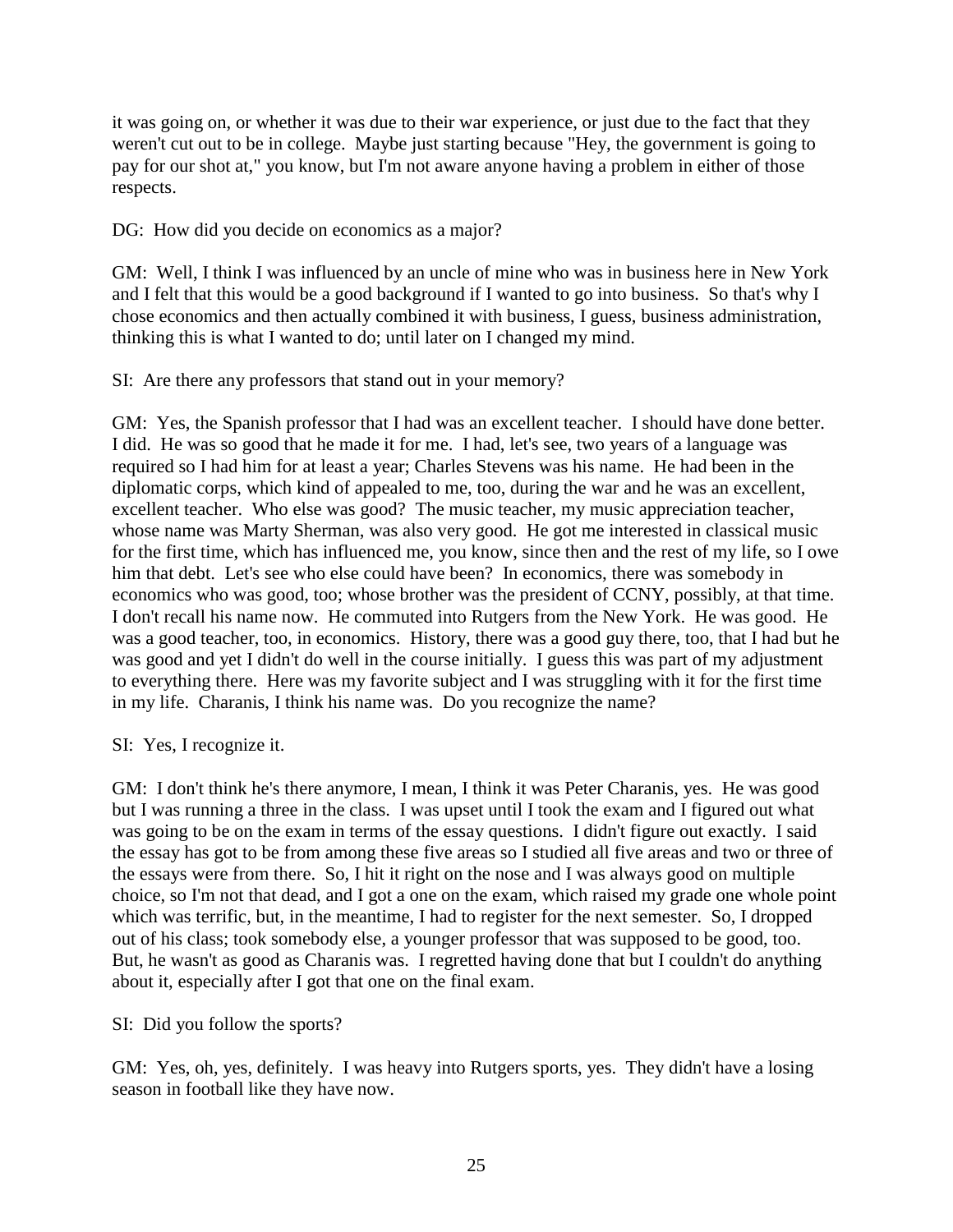it was going on, or whether it was due to their war experience, or just due to the fact that they weren't cut out to be in college. Maybe just starting because "Hey, the government is going to pay for our shot at," you know, but I'm not aware anyone having a problem in either of those respects.

DG: How did you decide on economics as a major?

GM: Well, I think I was influenced by an uncle of mine who was in business here in New York and I felt that this would be a good background if I wanted to go into business. So that's why I chose economics and then actually combined it with business, I guess, business administration, thinking this is what I wanted to do; until later on I changed my mind.

SI: Are there any professors that stand out in your memory?

GM: Yes, the Spanish professor that I had was an excellent teacher. I should have done better. I did. He was so good that he made it for me. I had, let's see, two years of a language was required so I had him for at least a year; Charles Stevens was his name. He had been in the diplomatic corps, which kind of appealed to me, too, during the war and he was an excellent, excellent teacher. Who else was good? The music teacher, my music appreciation teacher, whose name was Marty Sherman, was also very good. He got me interested in classical music for the first time, which has influenced me, you know, since then and the rest of my life, so I owe him that debt. Let's see who else could have been? In economics, there was somebody in economics who was good, too; whose brother was the president of CCNY, possibly, at that time. I don't recall his name now. He commuted into Rutgers from the New York. He was good. He was a good teacher, too, in economics. History, there was a good guy there, too, that I had but he was good and yet I didn't do well in the course initially. I guess this was part of my adjustment to everything there. Here was my favorite subject and I was struggling with it for the first time in my life. Charanis, I think his name was. Do you recognize the name?

SI: Yes, I recognize it.

GM: I don't think he's there anymore, I mean, I think it was Peter Charanis, yes. He was good but I was running a three in the class. I was upset until I took the exam and I figured out what was going to be on the exam in terms of the essay questions. I didn't figure out exactly. I said the essay has got to be from among these five areas so I studied all five areas and two or three of the essays were from there. So, I hit it right on the nose and I was always good on multiple choice, so I'm not that dead, and I got a one on the exam, which raised my grade one whole point which was terrific, but, in the meantime, I had to register for the next semester. So, I dropped out of his class; took somebody else, a younger professor that was supposed to be good, too. But, he wasn't as good as Charanis was. I regretted having done that but I couldn't do anything about it, especially after I got that one on the final exam.

SI: Did you follow the sports?

GM: Yes, oh, yes, definitely. I was heavy into Rutgers sports, yes. They didn't have a losing season in football like they have now.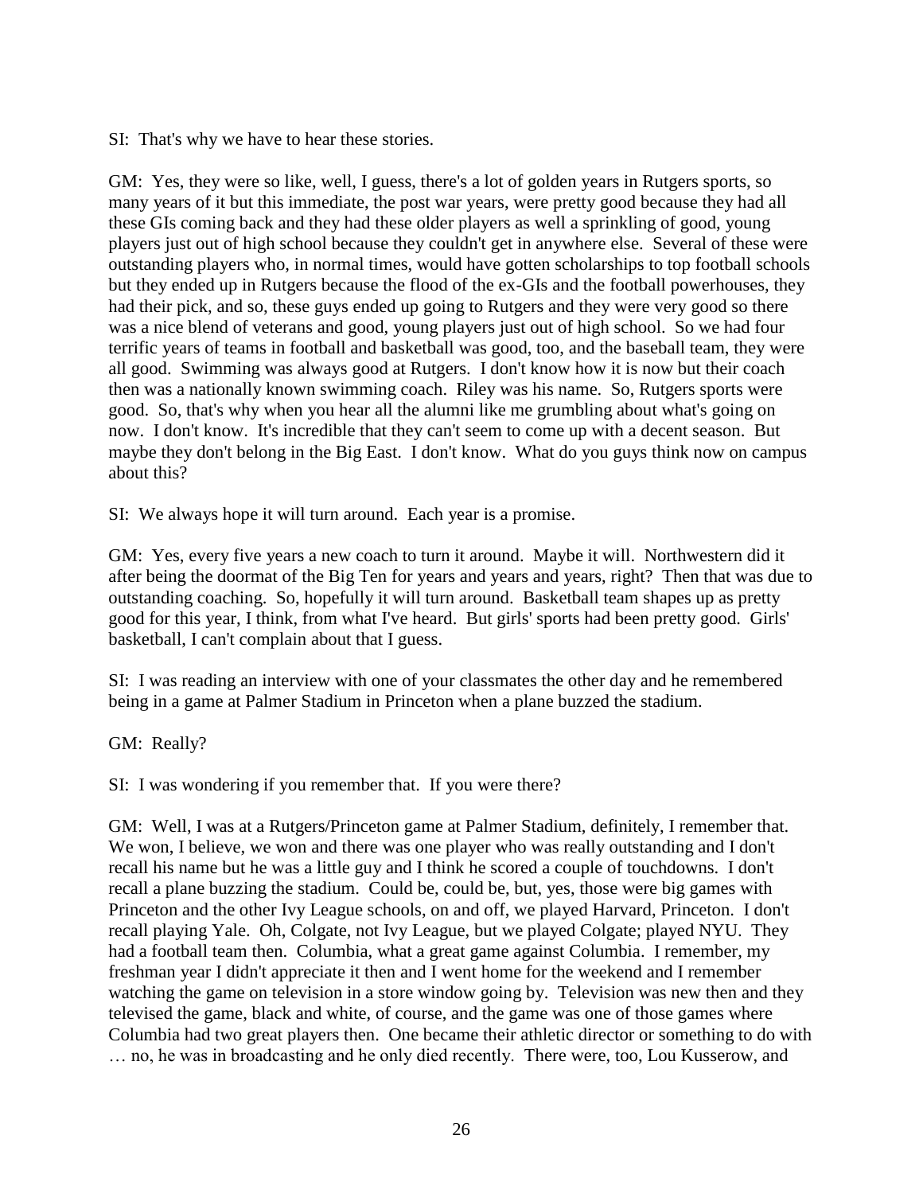SI: That's why we have to hear these stories.

GM: Yes, they were so like, well, I guess, there's a lot of golden years in Rutgers sports, so many years of it but this immediate, the post war years, were pretty good because they had all these GIs coming back and they had these older players as well a sprinkling of good, young players just out of high school because they couldn't get in anywhere else. Several of these were outstanding players who, in normal times, would have gotten scholarships to top football schools but they ended up in Rutgers because the flood of the ex-GIs and the football powerhouses, they had their pick, and so, these guys ended up going to Rutgers and they were very good so there was a nice blend of veterans and good, young players just out of high school. So we had four terrific years of teams in football and basketball was good, too, and the baseball team, they were all good. Swimming was always good at Rutgers. I don't know how it is now but their coach then was a nationally known swimming coach. Riley was his name. So, Rutgers sports were good. So, that's why when you hear all the alumni like me grumbling about what's going on now. I don't know. It's incredible that they can't seem to come up with a decent season. But maybe they don't belong in the Big East. I don't know. What do you guys think now on campus about this?

SI: We always hope it will turn around. Each year is a promise.

GM: Yes, every five years a new coach to turn it around. Maybe it will. Northwestern did it after being the doormat of the Big Ten for years and years and years, right? Then that was due to outstanding coaching. So, hopefully it will turn around. Basketball team shapes up as pretty good for this year, I think, from what I've heard. But girls' sports had been pretty good. Girls' basketball, I can't complain about that I guess.

SI: I was reading an interview with one of your classmates the other day and he remembered being in a game at Palmer Stadium in Princeton when a plane buzzed the stadium.

GM: Really?

SI: I was wondering if you remember that. If you were there?

GM: Well, I was at a Rutgers/Princeton game at Palmer Stadium, definitely, I remember that. We won, I believe, we won and there was one player who was really outstanding and I don't recall his name but he was a little guy and I think he scored a couple of touchdowns. I don't recall a plane buzzing the stadium. Could be, could be, but, yes, those were big games with Princeton and the other Ivy League schools, on and off, we played Harvard, Princeton. I don't recall playing Yale. Oh, Colgate, not Ivy League, but we played Colgate; played NYU. They had a football team then. Columbia, what a great game against Columbia. I remember, my freshman year I didn't appreciate it then and I went home for the weekend and I remember watching the game on television in a store window going by. Television was new then and they televised the game, black and white, of course, and the game was one of those games where Columbia had two great players then. One became their athletic director or something to do with … no, he was in broadcasting and he only died recently. There were, too, Lou Kusserow, and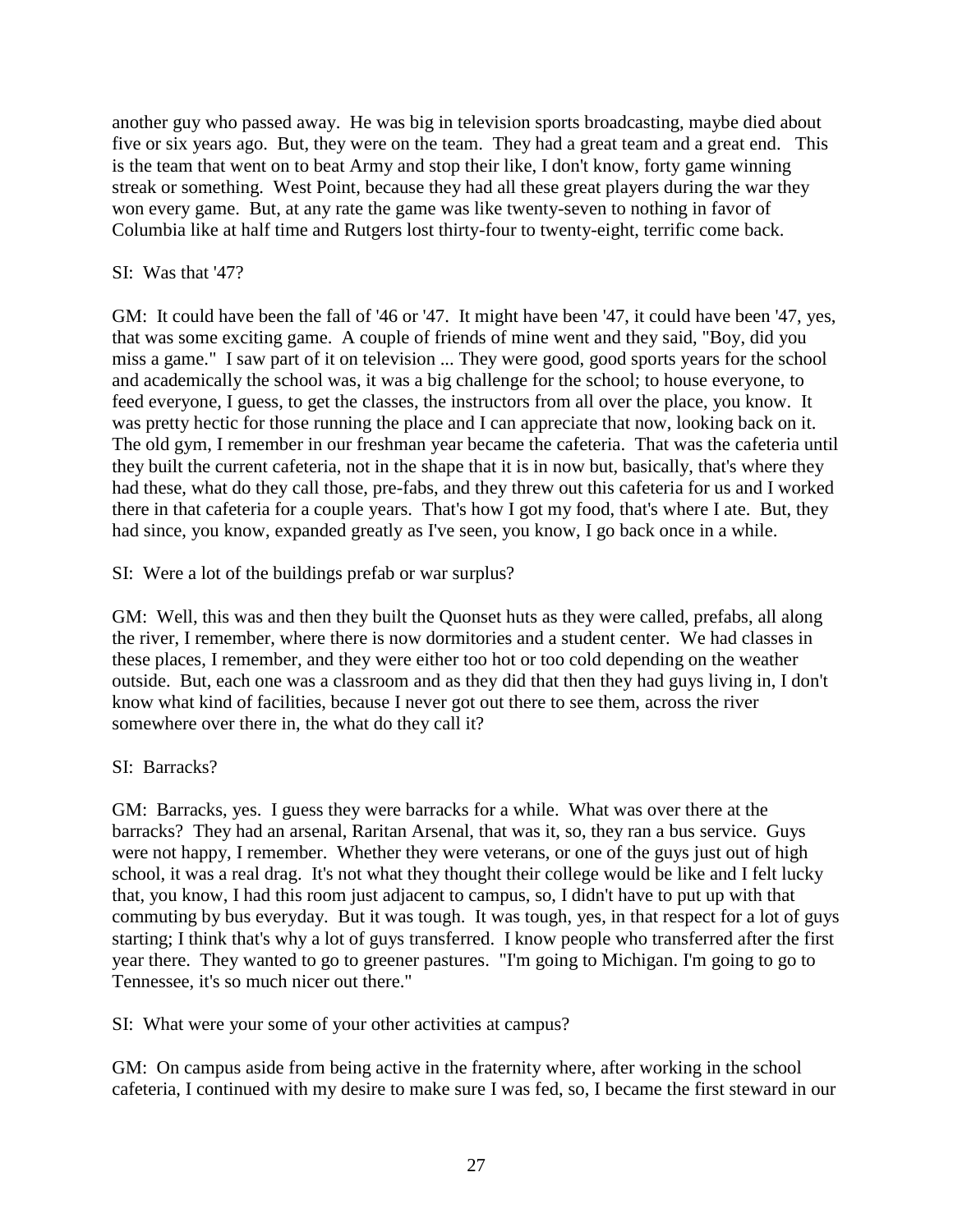another guy who passed away. He was big in television sports broadcasting, maybe died about five or six years ago. But, they were on the team. They had a great team and a great end. This is the team that went on to beat Army and stop their like, I don't know, forty game winning streak or something. West Point, because they had all these great players during the war they won every game. But, at any rate the game was like twenty-seven to nothing in favor of Columbia like at half time and Rutgers lost thirty-four to twenty-eight, terrific come back.

SI: Was that '47?

GM: It could have been the fall of '46 or '47. It might have been '47, it could have been '47, yes, that was some exciting game. A couple of friends of mine went and they said, "Boy, did you miss a game." I saw part of it on television ... They were good, good sports years for the school and academically the school was, it was a big challenge for the school; to house everyone, to feed everyone, I guess, to get the classes, the instructors from all over the place, you know. It was pretty hectic for those running the place and I can appreciate that now, looking back on it. The old gym, I remember in our freshman year became the cafeteria. That was the cafeteria until they built the current cafeteria, not in the shape that it is in now but, basically, that's where they had these, what do they call those, pre-fabs, and they threw out this cafeteria for us and I worked there in that cafeteria for a couple years. That's how I got my food, that's where I ate. But, they had since, you know, expanded greatly as I've seen, you know, I go back once in a while.

SI: Were a lot of the buildings prefab or war surplus?

GM: Well, this was and then they built the Quonset huts as they were called, prefabs, all along the river, I remember, where there is now dormitories and a student center. We had classes in these places, I remember, and they were either too hot or too cold depending on the weather outside. But, each one was a classroom and as they did that then they had guys living in, I don't know what kind of facilities, because I never got out there to see them, across the river somewhere over there in, the what do they call it?

SI: Barracks?

GM: Barracks, yes. I guess they were barracks for a while. What was over there at the barracks? They had an arsenal, Raritan Arsenal, that was it, so, they ran a bus service. Guys were not happy, I remember. Whether they were veterans, or one of the guys just out of high school, it was a real drag. It's not what they thought their college would be like and I felt lucky that, you know, I had this room just adjacent to campus, so, I didn't have to put up with that commuting by bus everyday. But it was tough. It was tough, yes, in that respect for a lot of guys starting; I think that's why a lot of guys transferred. I know people who transferred after the first year there. They wanted to go to greener pastures. "I'm going to Michigan. I'm going to go to Tennessee, it's so much nicer out there."

SI: What were your some of your other activities at campus?

GM: On campus aside from being active in the fraternity where, after working in the school cafeteria, I continued with my desire to make sure I was fed, so, I became the first steward in our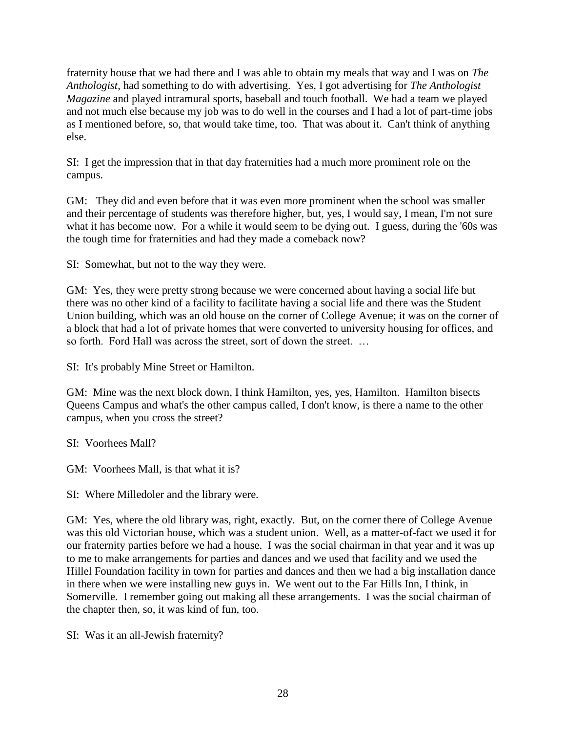fraternity house that we had there and I was able to obtain my meals that way and I was on *The Anthologist*, had something to do with advertising. Yes, I got advertising for *The Anthologist Magazine* and played intramural sports, baseball and touch football. We had a team we played and not much else because my job was to do well in the courses and I had a lot of part-time jobs as I mentioned before, so, that would take time, too. That was about it. Can't think of anything else.

SI: I get the impression that in that day fraternities had a much more prominent role on the campus.

GM: They did and even before that it was even more prominent when the school was smaller and their percentage of students was therefore higher, but, yes, I would say, I mean, I'm not sure what it has become now. For a while it would seem to be dying out. I guess, during the '60s was the tough time for fraternities and had they made a comeback now?

SI: Somewhat, but not to the way they were.

GM: Yes, they were pretty strong because we were concerned about having a social life but there was no other kind of a facility to facilitate having a social life and there was the Student Union building, which was an old house on the corner of College Avenue; it was on the corner of a block that had a lot of private homes that were converted to university housing for offices, and so forth. Ford Hall was across the street, sort of down the street. …

SI: It's probably Mine Street or Hamilton.

GM: Mine was the next block down, I think Hamilton, yes, yes, Hamilton. Hamilton bisects Queens Campus and what's the other campus called, I don't know, is there a name to the other campus, when you cross the street?

SI: Voorhees Mall?

GM: Voorhees Mall, is that what it is?

SI: Where Milledoler and the library were.

GM: Yes, where the old library was, right, exactly. But, on the corner there of College Avenue was this old Victorian house, which was a student union. Well, as a matter-of-fact we used it for our fraternity parties before we had a house. I was the social chairman in that year and it was up to me to make arrangements for parties and dances and we used that facility and we used the Hillel Foundation facility in town for parties and dances and then we had a big installation dance in there when we were installing new guys in. We went out to the Far Hills Inn, I think, in Somerville. I remember going out making all these arrangements. I was the social chairman of the chapter then, so, it was kind of fun, too.

SI: Was it an all-Jewish fraternity?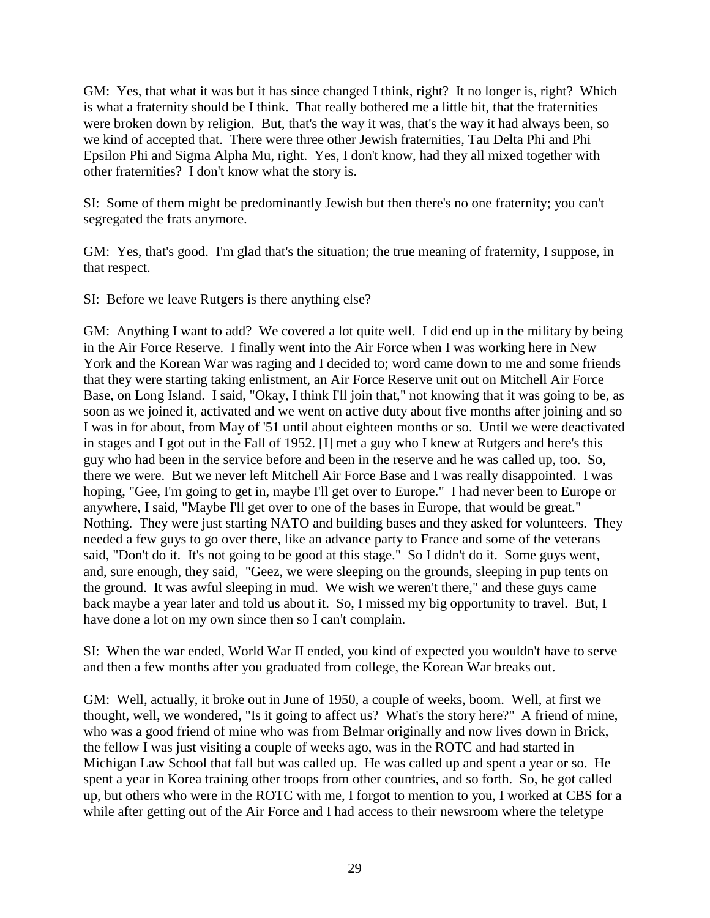GM: Yes, that what it was but it has since changed I think, right? It no longer is, right? Which is what a fraternity should be I think. That really bothered me a little bit, that the fraternities were broken down by religion. But, that's the way it was, that's the way it had always been, so we kind of accepted that. There were three other Jewish fraternities, Tau Delta Phi and Phi Epsilon Phi and Sigma Alpha Mu, right. Yes, I don't know, had they all mixed together with other fraternities? I don't know what the story is.

SI: Some of them might be predominantly Jewish but then there's no one fraternity; you can't segregated the frats anymore.

GM: Yes, that's good. I'm glad that's the situation; the true meaning of fraternity, I suppose, in that respect.

SI: Before we leave Rutgers is there anything else?

GM: Anything I want to add? We covered a lot quite well. I did end up in the military by being in the Air Force Reserve. I finally went into the Air Force when I was working here in New York and the Korean War was raging and I decided to; word came down to me and some friends that they were starting taking enlistment, an Air Force Reserve unit out on Mitchell Air Force Base, on Long Island. I said, "Okay, I think I'll join that," not knowing that it was going to be, as soon as we joined it, activated and we went on active duty about five months after joining and so I was in for about, from May of '51 until about eighteen months or so. Until we were deactivated in stages and I got out in the Fall of 1952. [I] met a guy who I knew at Rutgers and here's this guy who had been in the service before and been in the reserve and he was called up, too. So, there we were. But we never left Mitchell Air Force Base and I was really disappointed. I was hoping, "Gee, I'm going to get in, maybe I'll get over to Europe." I had never been to Europe or anywhere, I said, "Maybe I'll get over to one of the bases in Europe, that would be great." Nothing. They were just starting NATO and building bases and they asked for volunteers. They needed a few guys to go over there, like an advance party to France and some of the veterans said, "Don't do it. It's not going to be good at this stage." So I didn't do it. Some guys went, and, sure enough, they said, "Geez, we were sleeping on the grounds, sleeping in pup tents on the ground. It was awful sleeping in mud. We wish we weren't there," and these guys came back maybe a year later and told us about it. So, I missed my big opportunity to travel. But, I have done a lot on my own since then so I can't complain.

SI: When the war ended, World War II ended, you kind of expected you wouldn't have to serve and then a few months after you graduated from college, the Korean War breaks out.

GM: Well, actually, it broke out in June of 1950, a couple of weeks, boom. Well, at first we thought, well, we wondered, "Is it going to affect us? What's the story here?" A friend of mine, who was a good friend of mine who was from Belmar originally and now lives down in Brick, the fellow I was just visiting a couple of weeks ago, was in the ROTC and had started in Michigan Law School that fall but was called up. He was called up and spent a year or so. He spent a year in Korea training other troops from other countries, and so forth. So, he got called up, but others who were in the ROTC with me, I forgot to mention to you, I worked at CBS for a while after getting out of the Air Force and I had access to their newsroom where the teletype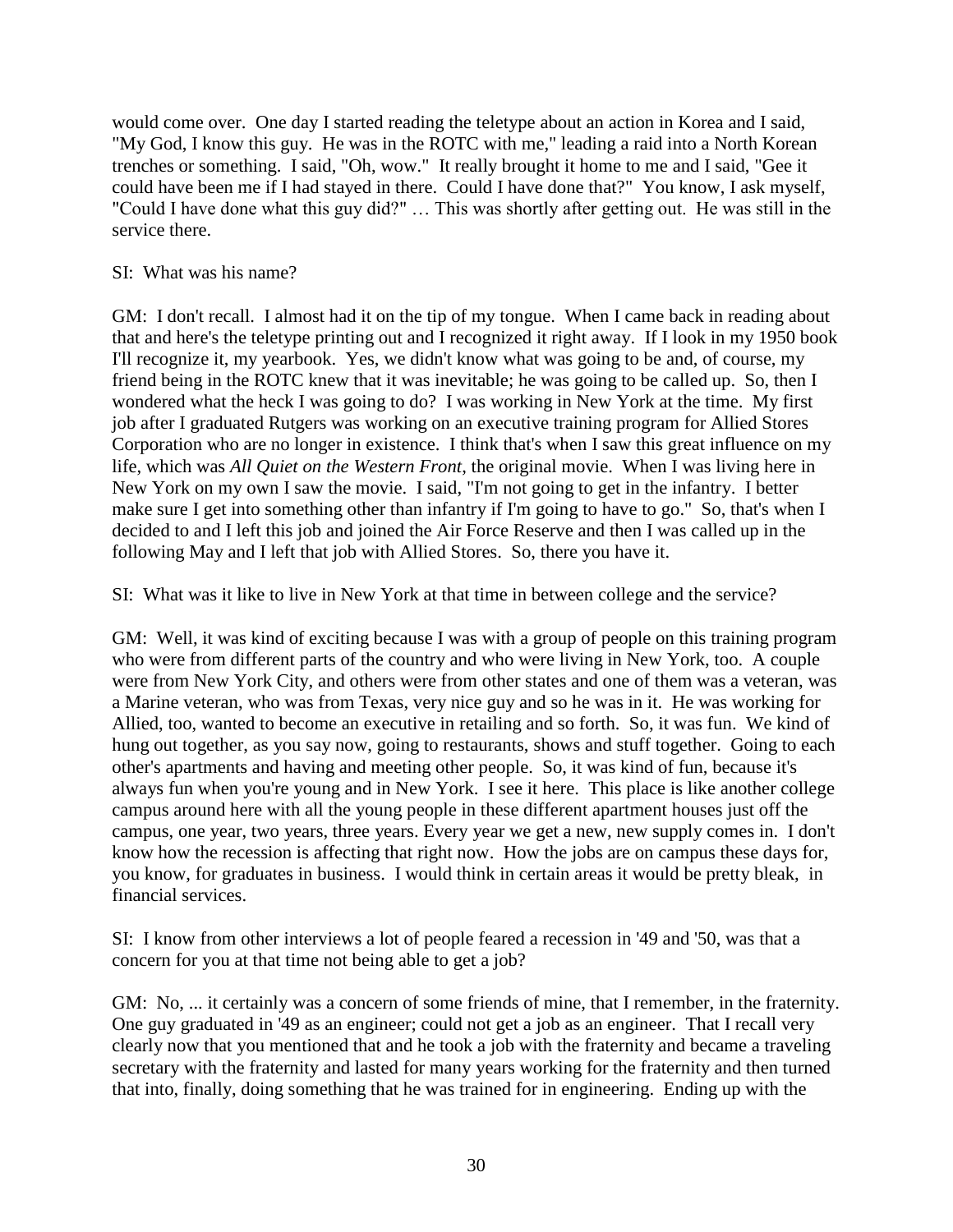would come over. One day I started reading the teletype about an action in Korea and I said, "My God, I know this guy. He was in the ROTC with me," leading a raid into a North Korean trenches or something. I said, "Oh, wow." It really brought it home to me and I said, "Gee it could have been me if I had stayed in there. Could I have done that?" You know, I ask myself, "Could I have done what this guy did?" … This was shortly after getting out. He was still in the service there.

SI: What was his name?

GM: I don't recall. I almost had it on the tip of my tongue. When I came back in reading about that and here's the teletype printing out and I recognized it right away. If I look in my 1950 book I'll recognize it, my yearbook. Yes, we didn't know what was going to be and, of course, my friend being in the ROTC knew that it was inevitable; he was going to be called up. So, then I wondered what the heck I was going to do? I was working in New York at the time. My first job after I graduated Rutgers was working on an executive training program for Allied Stores Corporation who are no longer in existence. I think that's when I saw this great influence on my life, which was *All Quiet on the Western Front*, the original movie. When I was living here in New York on my own I saw the movie. I said, "I'm not going to get in the infantry. I better make sure I get into something other than infantry if I'm going to have to go." So, that's when I decided to and I left this job and joined the Air Force Reserve and then I was called up in the following May and I left that job with Allied Stores. So, there you have it.

SI: What was it like to live in New York at that time in between college and the service?

GM: Well, it was kind of exciting because I was with a group of people on this training program who were from different parts of the country and who were living in New York, too. A couple were from New York City, and others were from other states and one of them was a veteran, was a Marine veteran, who was from Texas, very nice guy and so he was in it. He was working for Allied, too, wanted to become an executive in retailing and so forth. So, it was fun. We kind of hung out together, as you say now, going to restaurants, shows and stuff together. Going to each other's apartments and having and meeting other people. So, it was kind of fun, because it's always fun when you're young and in New York. I see it here. This place is like another college campus around here with all the young people in these different apartment houses just off the campus, one year, two years, three years. Every year we get a new, new supply comes in. I don't know how the recession is affecting that right now. How the jobs are on campus these days for, you know, for graduates in business. I would think in certain areas it would be pretty bleak, in financial services.

SI: I know from other interviews a lot of people feared a recession in '49 and '50, was that a concern for you at that time not being able to get a job?

GM: No, ... it certainly was a concern of some friends of mine, that I remember, in the fraternity. One guy graduated in '49 as an engineer; could not get a job as an engineer. That I recall very clearly now that you mentioned that and he took a job with the fraternity and became a traveling secretary with the fraternity and lasted for many years working for the fraternity and then turned that into, finally, doing something that he was trained for in engineering. Ending up with the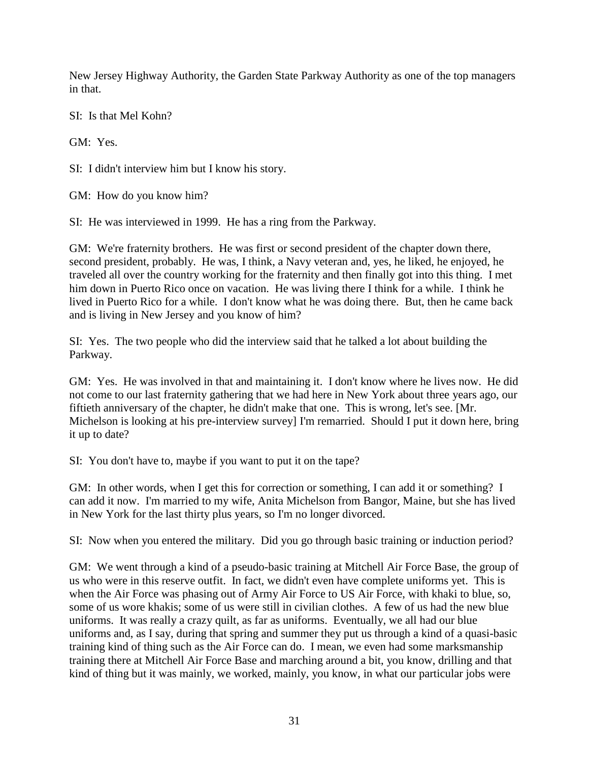New Jersey Highway Authority, the Garden State Parkway Authority as one of the top managers in that.

SI: Is that Mel Kohn?

GM: Yes.

SI: I didn't interview him but I know his story.

GM: How do you know him?

SI: He was interviewed in 1999. He has a ring from the Parkway.

GM: We're fraternity brothers. He was first or second president of the chapter down there, second president, probably. He was, I think, a Navy veteran and, yes, he liked, he enjoyed, he traveled all over the country working for the fraternity and then finally got into this thing. I met him down in Puerto Rico once on vacation. He was living there I think for a while. I think he lived in Puerto Rico for a while. I don't know what he was doing there. But, then he came back and is living in New Jersey and you know of him?

SI: Yes. The two people who did the interview said that he talked a lot about building the Parkway.

GM: Yes. He was involved in that and maintaining it. I don't know where he lives now. He did not come to our last fraternity gathering that we had here in New York about three years ago, our fiftieth anniversary of the chapter, he didn't make that one. This is wrong, let's see. [Mr. Michelson is looking at his pre-interview survey] I'm remarried. Should I put it down here, bring it up to date?

SI: You don't have to, maybe if you want to put it on the tape?

GM: In other words, when I get this for correction or something, I can add it or something? I can add it now. I'm married to my wife, Anita Michelson from Bangor, Maine, but she has lived in New York for the last thirty plus years, so I'm no longer divorced.

SI: Now when you entered the military. Did you go through basic training or induction period?

GM: We went through a kind of a pseudo-basic training at Mitchell Air Force Base, the group of us who were in this reserve outfit. In fact, we didn't even have complete uniforms yet. This is when the Air Force was phasing out of Army Air Force to US Air Force, with khaki to blue, so, some of us wore khakis; some of us were still in civilian clothes. A few of us had the new blue uniforms. It was really a crazy quilt, as far as uniforms. Eventually, we all had our blue uniforms and, as I say, during that spring and summer they put us through a kind of a quasi-basic training kind of thing such as the Air Force can do. I mean, we even had some marksmanship training there at Mitchell Air Force Base and marching around a bit, you know, drilling and that kind of thing but it was mainly, we worked, mainly, you know, in what our particular jobs were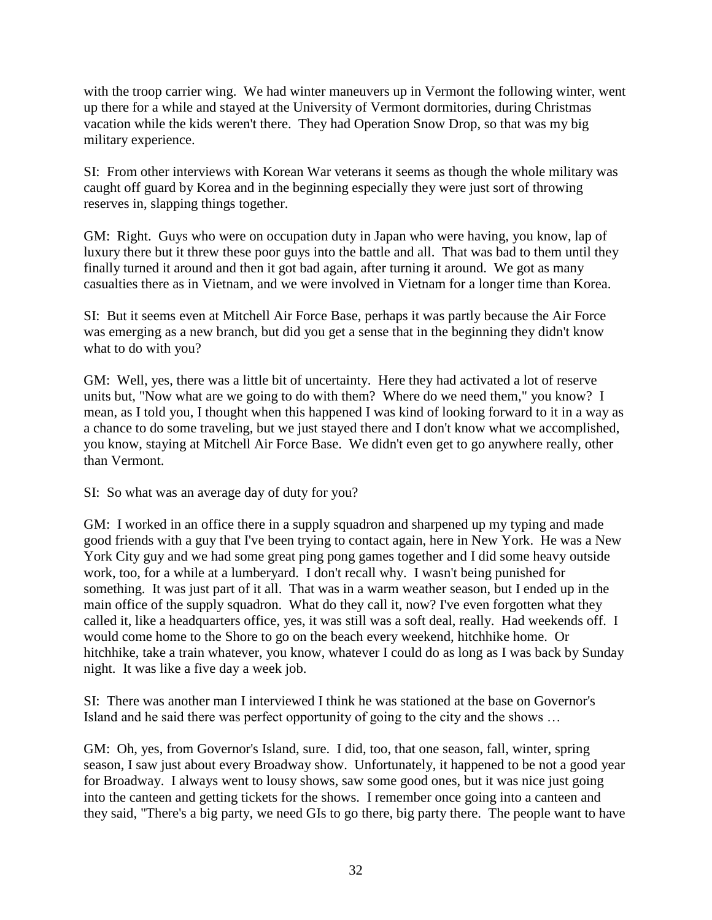with the troop carrier wing. We had winter maneuvers up in Vermont the following winter, went up there for a while and stayed at the University of Vermont dormitories, during Christmas vacation while the kids weren't there. They had Operation Snow Drop, so that was my big military experience.

SI: From other interviews with Korean War veterans it seems as though the whole military was caught off guard by Korea and in the beginning especially they were just sort of throwing reserves in, slapping things together.

GM: Right. Guys who were on occupation duty in Japan who were having, you know, lap of luxury there but it threw these poor guys into the battle and all. That was bad to them until they finally turned it around and then it got bad again, after turning it around. We got as many casualties there as in Vietnam, and we were involved in Vietnam for a longer time than Korea.

SI: But it seems even at Mitchell Air Force Base, perhaps it was partly because the Air Force was emerging as a new branch, but did you get a sense that in the beginning they didn't know what to do with you?

GM: Well, yes, there was a little bit of uncertainty. Here they had activated a lot of reserve units but, "Now what are we going to do with them? Where do we need them," you know? I mean, as I told you, I thought when this happened I was kind of looking forward to it in a way as a chance to do some traveling, but we just stayed there and I don't know what we accomplished, you know, staying at Mitchell Air Force Base. We didn't even get to go anywhere really, other than Vermont.

SI: So what was an average day of duty for you?

GM: I worked in an office there in a supply squadron and sharpened up my typing and made good friends with a guy that I've been trying to contact again, here in New York. He was a New York City guy and we had some great ping pong games together and I did some heavy outside work, too, for a while at a lumberyard. I don't recall why. I wasn't being punished for something. It was just part of it all. That was in a warm weather season, but I ended up in the main office of the supply squadron. What do they call it, now? I've even forgotten what they called it, like a headquarters office, yes, it was still was a soft deal, really. Had weekends off. I would come home to the Shore to go on the beach every weekend, hitchhike home. Or hitchhike, take a train whatever, you know, whatever I could do as long as I was back by Sunday night. It was like a five day a week job.

SI: There was another man I interviewed I think he was stationed at the base on Governor's Island and he said there was perfect opportunity of going to the city and the shows …

GM: Oh, yes, from Governor's Island, sure. I did, too, that one season, fall, winter, spring season, I saw just about every Broadway show. Unfortunately, it happened to be not a good year for Broadway. I always went to lousy shows, saw some good ones, but it was nice just going into the canteen and getting tickets for the shows. I remember once going into a canteen and they said, "There's a big party, we need GIs to go there, big party there. The people want to have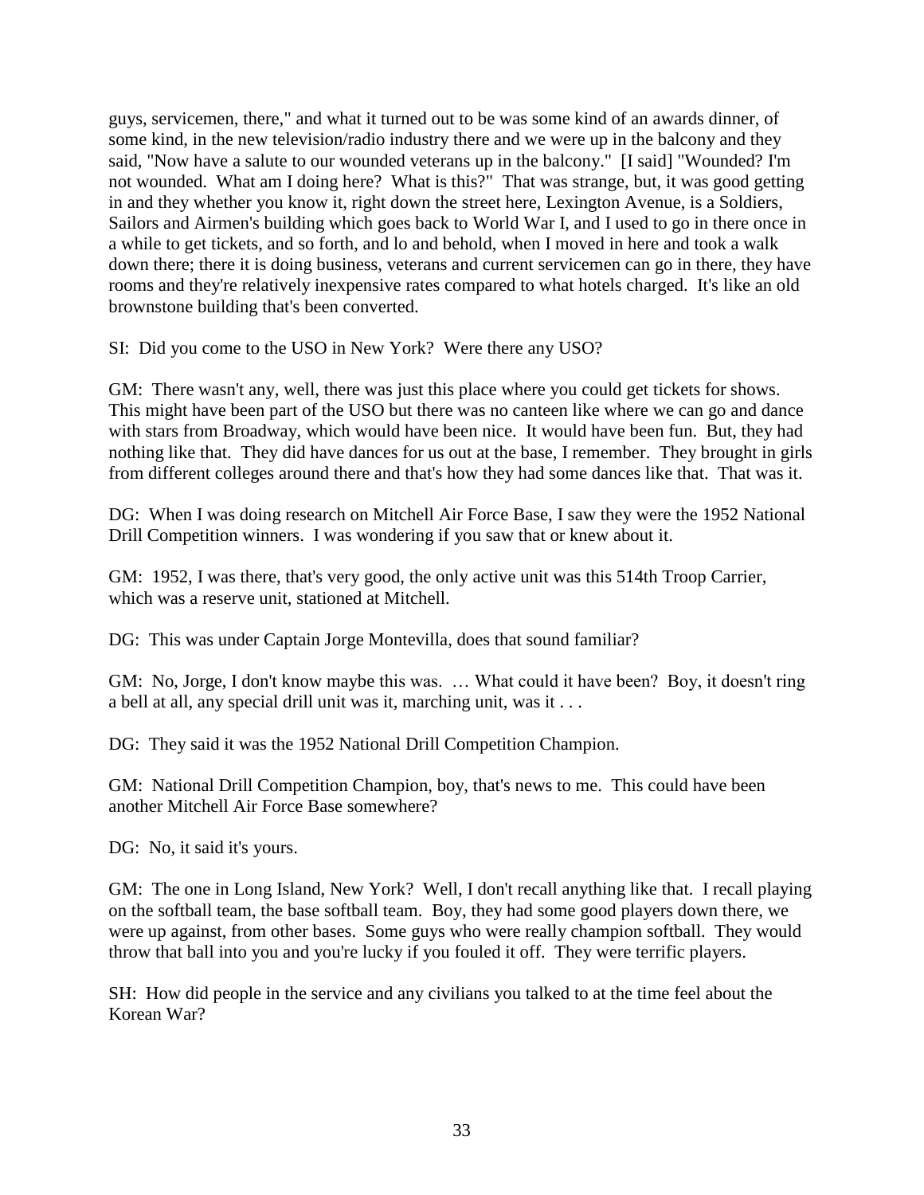guys, servicemen, there," and what it turned out to be was some kind of an awards dinner, of some kind, in the new television/radio industry there and we were up in the balcony and they said, "Now have a salute to our wounded veterans up in the balcony." [I said] "Wounded? I'm not wounded. What am I doing here? What is this?" That was strange, but, it was good getting in and they whether you know it, right down the street here, Lexington Avenue, is a Soldiers, Sailors and Airmen's building which goes back to World War I, and I used to go in there once in a while to get tickets, and so forth, and lo and behold, when I moved in here and took a walk down there; there it is doing business, veterans and current servicemen can go in there, they have rooms and they're relatively inexpensive rates compared to what hotels charged. It's like an old brownstone building that's been converted.

SI: Did you come to the USO in New York? Were there any USO?

GM: There wasn't any, well, there was just this place where you could get tickets for shows. This might have been part of the USO but there was no canteen like where we can go and dance with stars from Broadway, which would have been nice. It would have been fun. But, they had nothing like that. They did have dances for us out at the base, I remember. They brought in girls from different colleges around there and that's how they had some dances like that. That was it.

DG: When I was doing research on Mitchell Air Force Base, I saw they were the 1952 National Drill Competition winners. I was wondering if you saw that or knew about it.

GM: 1952, I was there, that's very good, the only active unit was this 514th Troop Carrier, which was a reserve unit, stationed at Mitchell.

DG: This was under Captain Jorge Montevilla, does that sound familiar?

GM: No, Jorge, I don't know maybe this was. … What could it have been? Boy, it doesn't ring a bell at all, any special drill unit was it, marching unit, was it . . .

DG: They said it was the 1952 National Drill Competition Champion.

GM: National Drill Competition Champion, boy, that's news to me. This could have been another Mitchell Air Force Base somewhere?

DG: No, it said it's yours.

GM: The one in Long Island, New York? Well, I don't recall anything like that. I recall playing on the softball team, the base softball team. Boy, they had some good players down there, we were up against, from other bases. Some guys who were really champion softball. They would throw that ball into you and you're lucky if you fouled it off. They were terrific players.

SH: How did people in the service and any civilians you talked to at the time feel about the Korean War?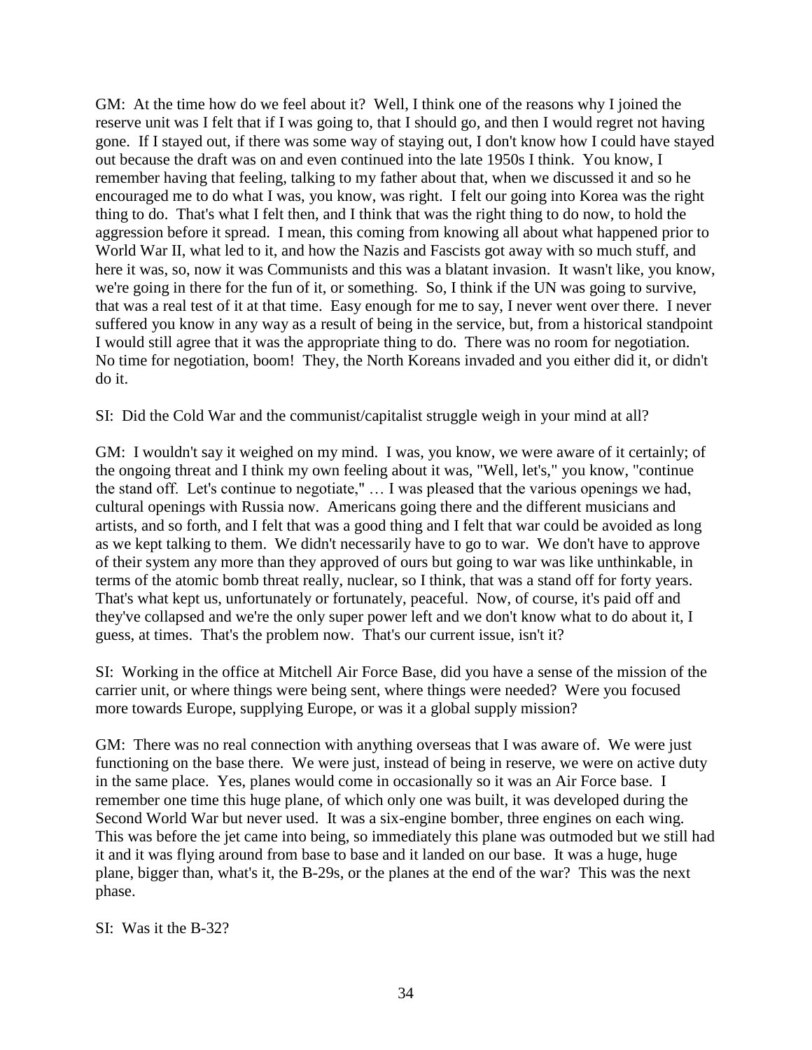GM: At the time how do we feel about it? Well, I think one of the reasons why I joined the reserve unit was I felt that if I was going to, that I should go, and then I would regret not having gone. If I stayed out, if there was some way of staying out, I don't know how I could have stayed out because the draft was on and even continued into the late 1950s I think. You know, I remember having that feeling, talking to my father about that, when we discussed it and so he encouraged me to do what I was, you know, was right. I felt our going into Korea was the right thing to do. That's what I felt then, and I think that was the right thing to do now, to hold the aggression before it spread. I mean, this coming from knowing all about what happened prior to World War II, what led to it, and how the Nazis and Fascists got away with so much stuff, and here it was, so, now it was Communists and this was a blatant invasion. It wasn't like, you know, we're going in there for the fun of it, or something. So, I think if the UN was going to survive, that was a real test of it at that time. Easy enough for me to say, I never went over there. I never suffered you know in any way as a result of being in the service, but, from a historical standpoint I would still agree that it was the appropriate thing to do. There was no room for negotiation. No time for negotiation, boom! They, the North Koreans invaded and you either did it, or didn't do it.

SI: Did the Cold War and the communist/capitalist struggle weigh in your mind at all?

GM: I wouldn't say it weighed on my mind. I was, you know, we were aware of it certainly; of the ongoing threat and I think my own feeling about it was, "Well, let's," you know, "continue the stand off. Let's continue to negotiate," … I was pleased that the various openings we had, cultural openings with Russia now. Americans going there and the different musicians and artists, and so forth, and I felt that was a good thing and I felt that war could be avoided as long as we kept talking to them. We didn't necessarily have to go to war. We don't have to approve of their system any more than they approved of ours but going to war was like unthinkable, in terms of the atomic bomb threat really, nuclear, so I think, that was a stand off for forty years. That's what kept us, unfortunately or fortunately, peaceful. Now, of course, it's paid off and they've collapsed and we're the only super power left and we don't know what to do about it, I guess, at times. That's the problem now. That's our current issue, isn't it?

SI: Working in the office at Mitchell Air Force Base, did you have a sense of the mission of the carrier unit, or where things were being sent, where things were needed? Were you focused more towards Europe, supplying Europe, or was it a global supply mission?

GM: There was no real connection with anything overseas that I was aware of. We were just functioning on the base there. We were just, instead of being in reserve, we were on active duty in the same place. Yes, planes would come in occasionally so it was an Air Force base. I remember one time this huge plane, of which only one was built, it was developed during the Second World War but never used. It was a six-engine bomber, three engines on each wing. This was before the jet came into being, so immediately this plane was outmoded but we still had it and it was flying around from base to base and it landed on our base. It was a huge, huge plane, bigger than, what's it, the B-29s, or the planes at the end of the war? This was the next phase.

SI: Was it the B-32?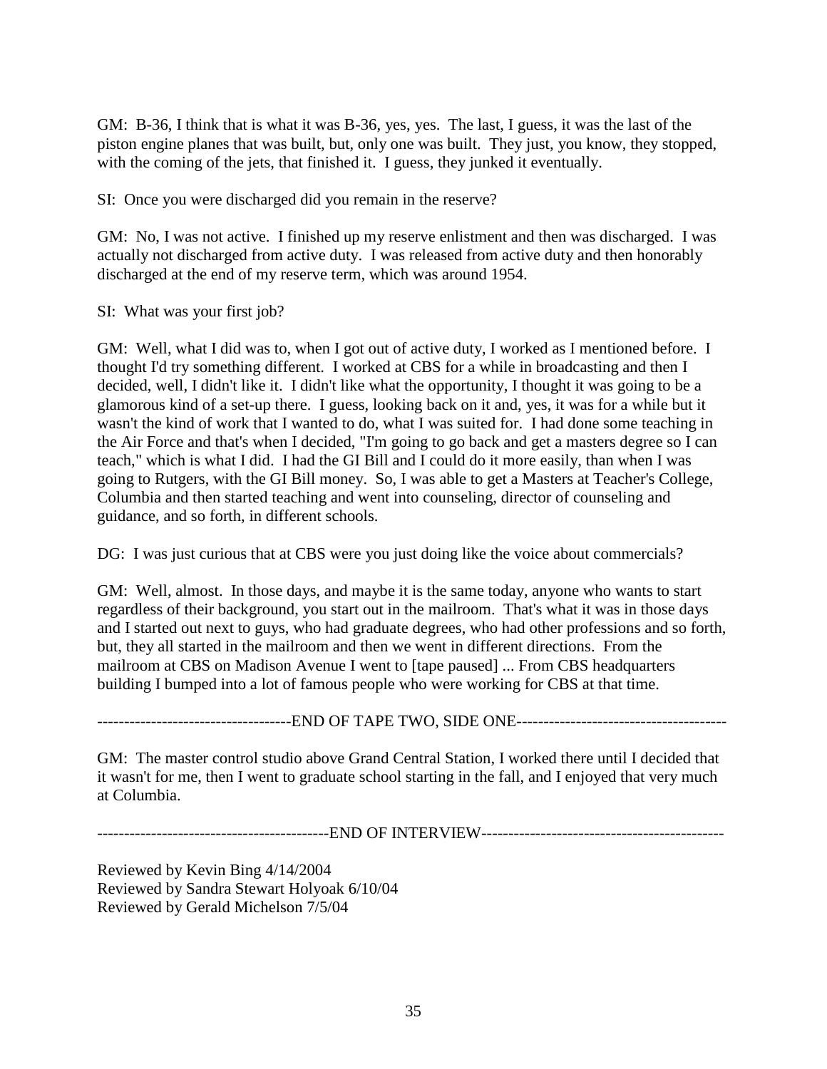GM: B-36, I think that is what it was B-36, yes, yes. The last, I guess, it was the last of the piston engine planes that was built, but, only one was built. They just, you know, they stopped, with the coming of the jets, that finished it. I guess, they junked it eventually.

SI: Once you were discharged did you remain in the reserve?

GM: No, I was not active. I finished up my reserve enlistment and then was discharged. I was actually not discharged from active duty. I was released from active duty and then honorably discharged at the end of my reserve term, which was around 1954.

SI: What was your first job?

GM: Well, what I did was to, when I got out of active duty, I worked as I mentioned before. I thought I'd try something different. I worked at CBS for a while in broadcasting and then I decided, well, I didn't like it. I didn't like what the opportunity, I thought it was going to be a glamorous kind of a set-up there. I guess, looking back on it and, yes, it was for a while but it wasn't the kind of work that I wanted to do, what I was suited for. I had done some teaching in the Air Force and that's when I decided, "I'm going to go back and get a masters degree so I can teach," which is what I did. I had the GI Bill and I could do it more easily, than when I was going to Rutgers, with the GI Bill money. So, I was able to get a Masters at Teacher's College, Columbia and then started teaching and went into counseling, director of counseling and guidance, and so forth, in different schools.

DG: I was just curious that at CBS were you just doing like the voice about commercials?

GM: Well, almost. In those days, and maybe it is the same today, anyone who wants to start regardless of their background, you start out in the mailroom. That's what it was in those days and I started out next to guys, who had graduate degrees, who had other professions and so forth, but, they all started in the mailroom and then we went in different directions. From the mailroom at CBS on Madison Avenue I went to [tape paused] ... From CBS headquarters building I bumped into a lot of famous people who were working for CBS at that time.

------------------------------------END OF TAPE TWO, SIDE ONE---------------------------------------

GM: The master control studio above Grand Central Station, I worked there until I decided that it wasn't for me, then I went to graduate school starting in the fall, and I enjoyed that very much at Columbia.

-------------------------------------------END OF INTERVIEW---------------------------------------------

Reviewed by Kevin Bing 4/14/2004
Reviewed by Sandra Stewart Holyoak 6/10/04
Reviewed by Gerald Michelson 7/5/04